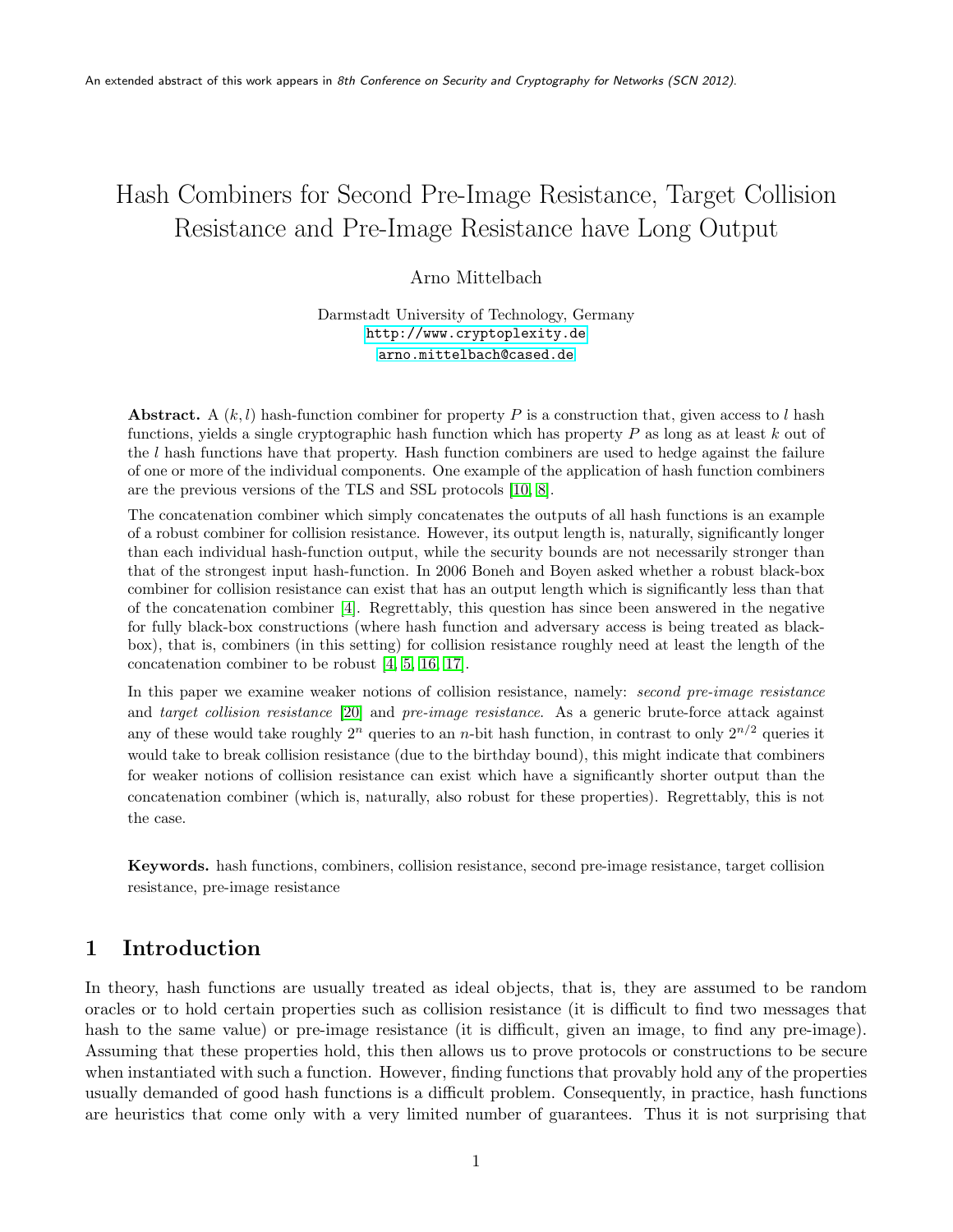An extended abstract of this work appears in *8th Conference on Security and Cryptography for Networks (SCN 2012)*.

# Hash Combiners for Second Pre-Image Resistance, Target Collision Resistance and Pre-Image Resistance have Long Output

Arno Mittelbach

Darmstadt University of Technology, Germany
http://www.cryptoplexity.de
arno.mittelbach@cased.de

**Abstract.** A $(k, l)$ hash-function combiner for property $P$ is a construction that, given access to $l$ hash functions, yields a single cryptographic hash function which has property $P$ as long as at least $k$ out of the $l$ hash functions have that property. Hash function combiners are used to hedge against the failure of one or more of the individual components. One example of the application of hash function combiners are the previous versions of the TLS and SSL protocols [10, 8].

The concatenation combiner which simply concatenates the outputs of all hash functions is an example of a robust combiner for collision resistance. However, its output length is, naturally, significantly longer than each individual hash-function output, while the security bounds are not necessarily stronger than that of the strongest input hash-function. In 2006 Boneh and Boyen asked whether a robust black-box combiner for collision resistance can exist that has an output length which is significantly less than that of the concatenation combiner [4]. Regrettably, this question has since been answered in the negative for fully black-box constructions (where hash function and adversary access is being treated as black-box), that is, combiners (in this setting) for collision resistance roughly need at least the length of the concatenation combiner to be robust [4, 5, 16, 17].

In this paper we examine weaker notions of collision resistance, namely: *second pre-image resistance* and *target collision resistance* [20] and *pre-image resistance*. As a generic brute-force attack against any of these would take roughly $2^n$ queries to an $n$-bit hash function, in contrast to only $2^{n/2}$ queries it would take to break collision resistance (due to the birthday bound), this might indicate that combiners for weaker notions of collision resistance can exist which have a significantly shorter output than the concatenation combiner (which is, naturally, also robust for these properties). Regrettably, this is not the case.

**Keywords.** hash functions, combiners, collision resistance, second pre-image resistance, target collision resistance, pre-image resistance

## 1 Introduction

In theory, hash functions are usually treated as ideal objects, that is, they are assumed to be random oracles or to hold certain properties such as collision resistance (it is difficult to find two messages that hash to the same value) or pre-image resistance (it is difficult, given an image, to find any pre-image). Assuming that these properties hold, this then allows us to prove protocols or constructions to be secure when instantiated with such a function. However, finding functions that provably hold any of the properties usually demanded of good hash functions is a difficult problem. Consequently, in practice, hash functions are heuristics that come only with a very limited number of guarantees. Thus it is not surprising that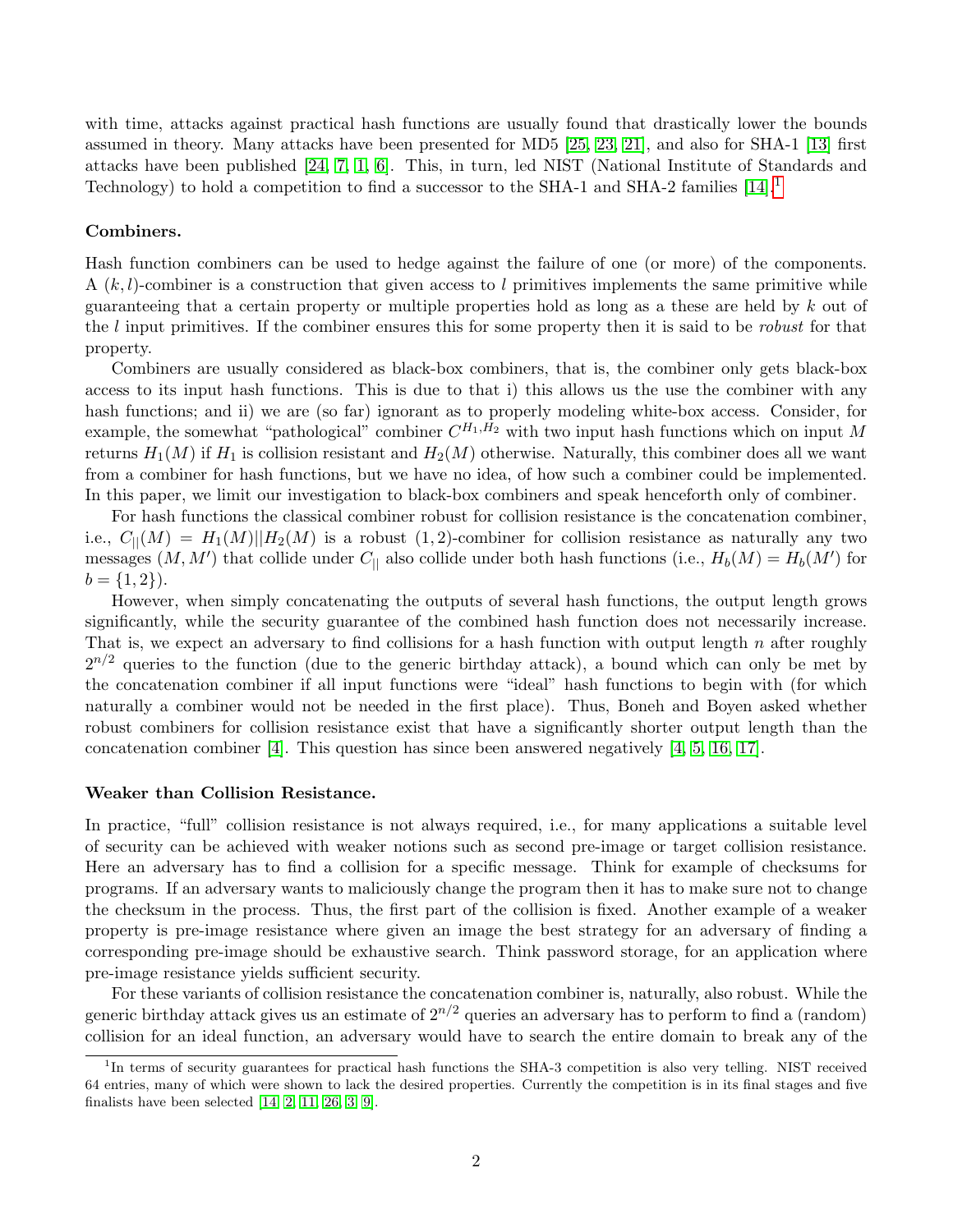with time, attacks against practical hash functions are usually found that drastically lower the bounds assumed in theory. Many attacks have been presented for MD5 [25, 23, 21], and also for SHA-1 [13] first attacks have been published [24, 7, 1, 6]. This, in turn, led NIST (National Institute of Standards and Technology) to hold a competition to find a successor to the SHA-1 and SHA-2 families [14].[1]

**Combiners.**

Hash function combiners can be used to hedge against the failure of one (or more) of the components. A $(k, l)$-combiner is a construction that given access to $l$ primitives implements the same primitive while guaranteeing that a certain property or multiple properties hold as long as a these are held by $k$ out of the $l$ input primitives. If the combiner ensures this for some property then it is said to be *robust* for that property.

Combiners are usually considered as black-box combiners, that is, the combiner only gets black-box access to its input hash functions. This is due to that i) this allows us the use the combiner with any hash functions; and ii) we are (so far) ignorant as to properly modeling white-box access. Consider, for example, the somewhat "pathological" combiner $C^{H_1,H_2}$ with two input hash functions which on input $M$ returns $H_1(M)$ if $H_1$ is collision resistant and $H_2(M)$ otherwise. Naturally, this combiner does all we want from a combiner for hash functions, but we have no idea, of how such a combiner could be implemented. In this paper, we limit our investigation to black-box combiners and speak henceforth only of combiner.

For hash functions the classical combiner robust for collision resistance is the concatenation combiner, i.e., $C_{||}(M) = H_1(M)||H_2(M)$ is a robust $(1, 2)$-combiner for collision resistance as naturally any two messages $(M, M')$ that collide under $C_{||}$ also collide under both hash functions (i.e., $H_b(M) = H_b(M')$ for $b = \{1, 2\}$).

However, when simply concatenating the outputs of several hash functions, the output length grows significantly, while the security guarantee of the combined hash function does not necessarily increase. That is, we expect an adversary to find collisions for a hash function with output length $n$ after roughly $2^{n/2}$ queries to the function (due to the generic birthday attack), a bound which can only be met by the concatenation combiner if all input functions were "ideal" hash functions to begin with (for which naturally a combiner would not be needed in the first place). Thus, Boneh and Boyen asked whether robust combiners for collision resistance exist that have a significantly shorter output length than the concatenation combiner [4]. This question has since been answered negatively [4, 5, 16, 17].

**Weaker than Collision Resistance.**

In practice, "full" collision resistance is not always required, i.e., for many applications a suitable level of security can be achieved with weaker notions such as second pre-image or target collision resistance. Here an adversary has to find a collision for a specific message. Think for example of checksums for programs. If an adversary wants to maliciously change the program then it has to make sure not to change the checksum in the process. Thus, the first part of the collision is fixed. Another example of a weaker property is pre-image resistance where given an image the best strategy for an adversary of finding a corresponding pre-image should be exhaustive search. Think password storage, for an application where pre-image resistance yields sufficient security.

For these variants of collision resistance the concatenation combiner is, naturally, also robust. While the generic birthday attack gives us an estimate of $2^{n/2}$ queries an adversary has to perform to find a (random) collision for an ideal function, an adversary would have to search the entire domain to break any of the

[1] In terms of security guarantees for practical hash functions the SHA-3 competition is also very telling. NIST received 64 entries, many of which were shown to lack the desired properties. Currently the competition is in its final stages and five finalists have been selected [14, 2, 11, 26, 3, 9].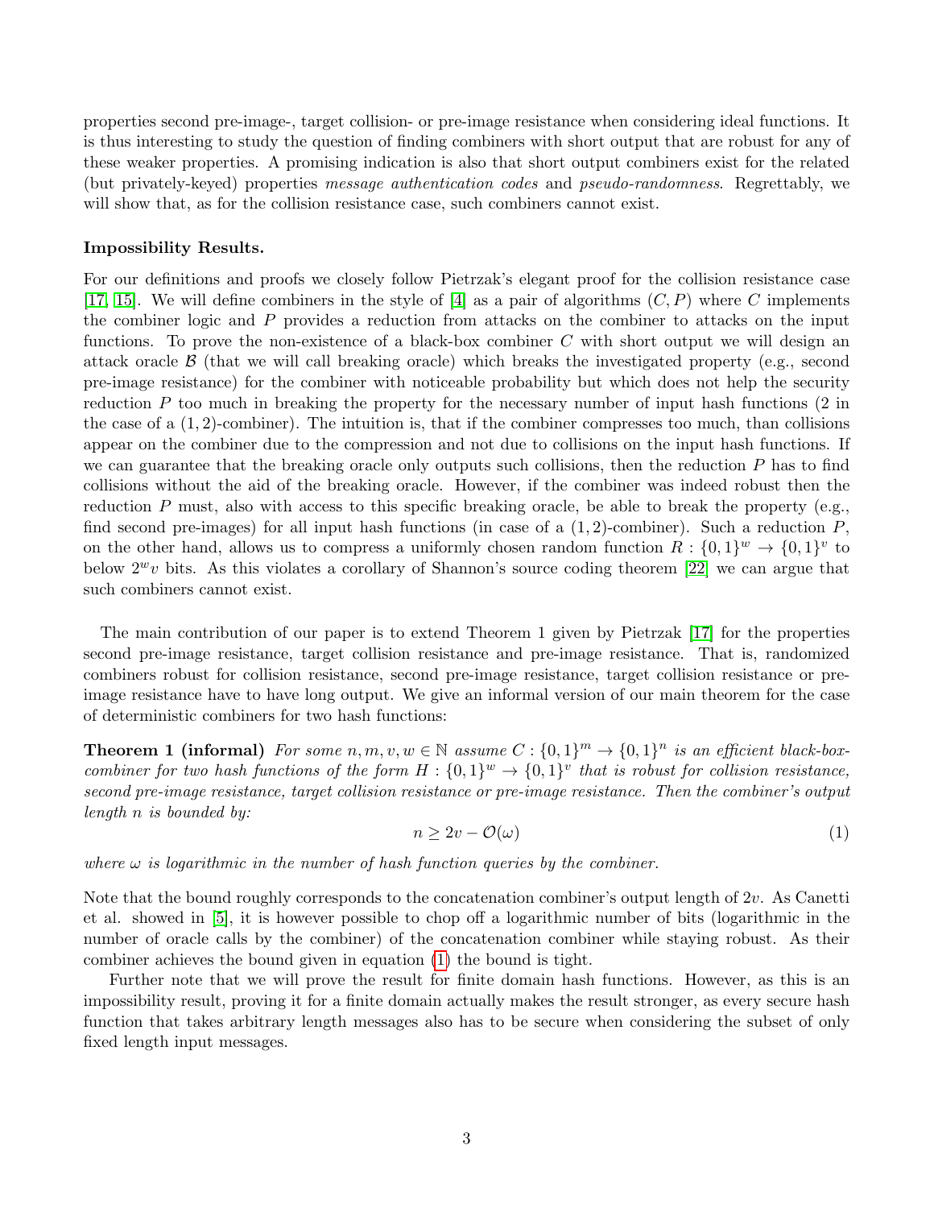properties second pre-image-, target collision- or pre-image resistance when considering ideal functions. It is thus interesting to study the question of finding combiners with short output that are robust for any of these weaker properties. A promising indication is also that short output combiners exist for the related (but privately-keyed) properties *message authentication codes* and *pseudo-randomness*. Regrettably, we will show that, as for the collision resistance case, such combiners cannot exist.

**Impossibility Results.**

For our definitions and proofs we closely follow Pietrzak's elegant proof for the collision resistance case [17, 15]. We will define combiners in the style of [4] as a pair of algorithms $(C, P)$ where $C$ implements the combiner logic and $P$ provides a reduction from attacks on the combiner to attacks on the input functions. To prove the non-existence of a black-box combiner $C$ with short output we will design an attack oracle $\mathcal{B}$ (that we will call breaking oracle) which breaks the investigated property (e.g., second pre-image resistance) for the combiner with noticeable probability but which does not help the security reduction $P$ too much in breaking the property for the necessary number of input hash functions (2 in the case of a $(1, 2)$-combiner). The intuition is, that if the combiner compresses too much, than collisions appear on the combiner due to the compression and not due to collisions on the input hash functions. If we can guarantee that the breaking oracle only outputs such collisions, then the reduction $P$ has to find collisions without the aid of the breaking oracle. However, if the combiner was indeed robust then the reduction $P$ must, also with access to this specific breaking oracle, be able to break the property (e.g., find second pre-images) for all input hash functions (in case of a $(1, 2)$-combiner). Such a reduction $P$, on the other hand, allows us to compress a uniformly chosen random function $R : \{0,1\}^w \to \{0,1\}^v$ to below $2^w v$ bits. As this violates a corollary of Shannon's source coding theorem [22] we can argue that such combiners cannot exist.

The main contribution of our paper is to extend Theorem 1 given by Pietrzak [17] for the properties second pre-image resistance, target collision resistance and pre-image resistance. That is, randomized combiners robust for collision resistance, second pre-image resistance, target collision resistance or pre-image resistance have to have long output. We give an informal version of our main theorem for the case of deterministic combiners for two hash functions:

**Theorem 1 (informal)** *For some $n, m, v, w \in \mathbb{N}$ assume $C : \{0,1\}^m \to \{0,1\}^n$ is an efficient black-box-combiner for two hash functions of the form $H : \{0,1\}^w \to \{0,1\}^v$ that is robust for collision resistance, second pre-image resistance, target collision resistance or pre-image resistance. Then the combiner's output length $n$ is bounded by:*

$$n \geq 2v - \mathcal{O}(\omega) \tag{1}$$

*where $\omega$ is logarithmic in the number of hash function queries by the combiner.*

Note that the bound roughly corresponds to the concatenation combiner's output length of $2v$. As Canetti et al. showed in [5], it is however possible to chop off a logarithmic number of bits (logarithmic in the number of oracle calls by the combiner) of the concatenation combiner while staying robust. As their combiner achieves the bound given in equation (1) the bound is tight.

Further note that we will prove the result for finite domain hash functions. However, as this is an impossibility result, proving it for a finite domain actually makes the result stronger, as every secure hash function that takes arbitrary length messages also has to be secure when considering the subset of only fixed length input messages.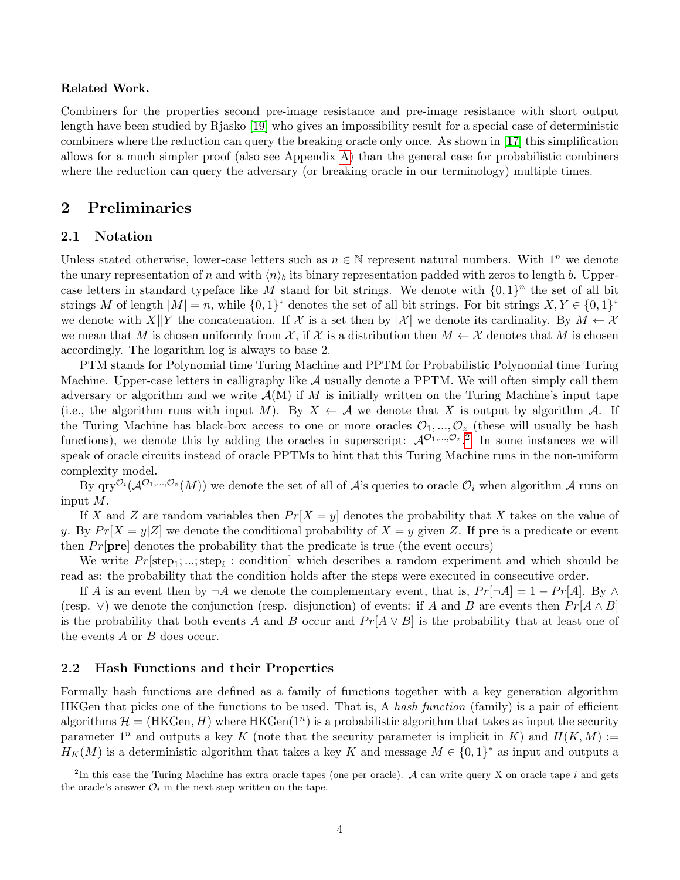**Related Work.**

Combiners for the properties second pre-image resistance and pre-image resistance with short output length have been studied by Rjasko [19] who gives an impossibility result for a special case of deterministic combiners where the reduction can query the breaking oracle only once. As shown in [17] this simplification allows for a much simpler proof (also see Appendix A) than the general case for probabilistic combiners where the reduction can query the adversary (or breaking oracle in our terminology) multiple times.

## 2 Preliminaries

### 2.1 Notation

Unless stated otherwise, lower-case letters such as $n \in \mathbb{N}$ represent natural numbers. With $1^n$ we denote the unary representation of $n$ and with $\langle n \rangle_b$ its binary representation padded with zeros to length $b$. Upper-case letters in standard typeface like $M$ stand for bit strings. We denote with $\{0,1\}^n$ the set of all bit strings $M$ of length $|M| = n$, while $\{0,1\}^*$ denotes the set of all bit strings. For bit strings $X, Y \in \{0,1\}^*$ we denote with $X||Y$ the concatenation. If $\mathcal{X}$ is a set then by $|\mathcal{X}|$ we denote its cardinality. By $M \leftarrow \mathcal{X}$ we mean that $M$ is chosen uniformly from $\mathcal{X}$, if $\mathcal{X}$ is a distribution then $M \leftarrow \mathcal{X}$ denotes that $M$ is chosen accordingly. The logarithm log is always to base 2.

PTM stands for Polynomial time Turing Machine and PPTM for Probabilistic Polynomial time Turing Machine. Upper-case letters in calligraphy like $\mathcal{A}$ usually denote a PPTM. We will often simply call them adversary or algorithm and we write $\mathcal{A}$(M) if $M$ is initially written on the Turing Machine's input tape (i.e., the algorithm runs with input $M$). By $X \leftarrow \mathcal{A}$ we denote that $X$ is output by algorithm $\mathcal{A}$. If the Turing Machine has black-box access to one or more oracles $\mathcal{O}_1, ..., \mathcal{O}_z$ (these will usually be hash functions), we denote this by adding the oracles in superscript: $\mathcal{A}^{\mathcal{O}_1,...,\mathcal{O}_z}$.[2] In some instances we will speak of oracle circuits instead of oracle PPTMs to hint that this Turing Machine runs in the non-uniform complexity model.

By $\text{qry}^{\mathcal{O}_i}(\mathcal{A}^{\mathcal{O}_1,...,\mathcal{O}_z}(M))$ we denote the set of all of $\mathcal{A}$'s queries to oracle $\mathcal{O}_i$ when algorithm $\mathcal{A}$ runs on input $M$.

If $X$ and $Z$ are random variables then $Pr[X = y]$ denotes the probability that $X$ takes on the value of $y$. By $Pr[X = y|Z]$ we denote the conditional probability of $X = y$ given $Z$. If **pre** is a predicate or event then $Pr[\textbf{pre}]$ denotes the probability that the predicate is true (the event occurs)

We write $Pr[\text{step}_1; ...; \text{step}_i : \text{condition}]$ which describes a random experiment and which should be read as: the probability that the condition holds after the steps were executed in consecutive order.

If $A$ is an event then by $\neg A$ we denote the complementary event, that is, $Pr[\neg A] = 1 - Pr[A]$. By $\wedge$ (resp. $\vee$) we denote the conjunction (resp. disjunction) of events: if $A$ and $B$ are events then $Pr[A \wedge B]$ is the probability that both events $A$ and $B$ occur and $Pr[A \vee B]$ is the probability that at least one of the events $A$ or $B$ does occur.

### 2.2 Hash Functions and their Properties

Formally hash functions are defined as a family of functions together with a key generation algorithm HKGen that picks one of the functions to be used. That is, A *hash function* (family) is a pair of efficient algorithms $\mathcal{H} = (\text{HKGen}, H)$ where $\text{HKGen}(1^n)$ is a probabilistic algorithm that takes as input the security parameter $1^n$ and outputs a key $K$ (note that the security parameter is implicit in $K$) and $H(K, M) := H_K(M)$ is a deterministic algorithm that takes a key $K$ and message $M \in \{0,1\}^*$ as input and outputs a

[2] In this case the Turing Machine has extra oracle tapes (one per oracle). $\mathcal{A}$ can write query X on oracle tape $i$ and gets the oracle's answer $\mathcal{O}_i$ in the next step written on the tape.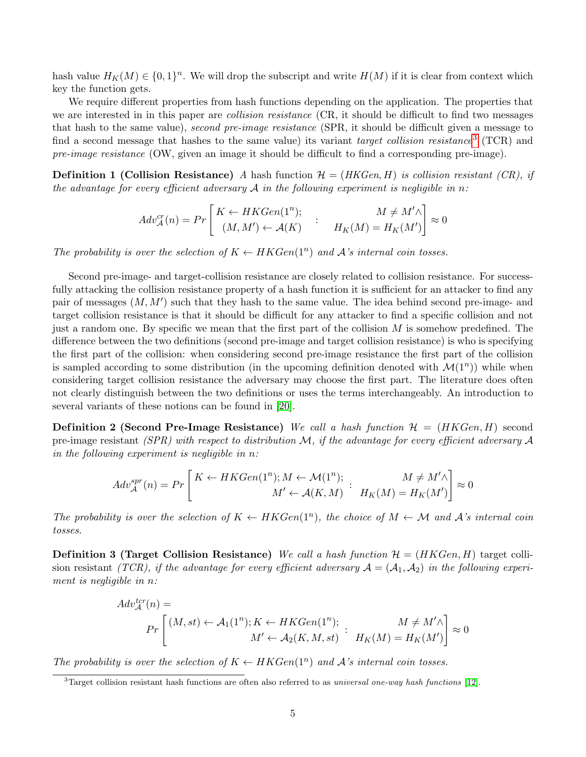hash value $H_K(M) \in \{0,1\}^n$. We will drop the subscript and write $H(M)$ if it is clear from context which key the function gets.

We require different properties from hash functions depending on the application. The properties that we are interested in in this paper are *collision resistance* (CR, it should be difficult to find two messages that hash to the same value), *second pre-image resistance* (SPR, it should be difficult given a message to find a second message that hashes to the same value) its variant *target collision resistance*[3] (TCR) and *pre-image resistance* (OW, given an image it should be difficult to find a corresponding pre-image).

**Definition 1 (Collision Resistance)** *A* hash function $\mathcal{H} = (HKGen, H)$ *is collision resistant (CR), if the advantage for every efficient adversary* $\mathcal{A}$ *in the following experiment is negligible in* $n$*:*

$$Adv^{cr}_{\mathcal{A}}(n) = Pr\left[\begin{matrix} K \leftarrow HKGen(1^n); \\ (M, M') \leftarrow \mathcal{A}(K) \end{matrix} : \begin{matrix} M \neq M' \wedge \\ H_K(M) = H_K(M') \end{matrix}\right] \approx 0$$

*The probability is over the selection of* $K \leftarrow HKGen(1^n)$ *and* $\mathcal{A}$*'s internal coin tosses.*

Second pre-image- and target-collision resistance are closely related to collision resistance. For successfully attacking the collision resistance property of a hash function it is sufficient for an attacker to find any pair of messages $(M, M')$ such that they hash to the same value. The idea behind second pre-image- and target collision resistance is that it should be difficult for any attacker to find a specific collision and not just a random one. By specific we mean that the first part of the collision $M$ is somehow predefined. The difference between the two definitions (second pre-image and target collision resistance) is who is specifying the first part of the collision: when considering second pre-image resistance the first part of the collision is sampled according to some distribution (in the upcoming definition denoted with $\mathcal{M}(1^n)$) while when considering target collision resistance the adversary may choose the first part. The literature does often not clearly distinguish between the two definitions or uses the terms interchangeably. An introduction to several variants of these notions can be found in [20].

**Definition 2 (Second Pre-Image Resistance)** *We call a hash function* $\mathcal{H} = (HKGen, H)$ second pre-image resistant *(SPR) with respect to distribution* $\mathcal{M}$*, if the advantage for every efficient adversary* $\mathcal{A}$ *in the following experiment is negligible in* $n$*:*

$$Adv^{spr}_{\mathcal{A}}(n) = Pr\left[\begin{matrix} K \leftarrow HKGen(1^n); M \leftarrow \mathcal{M}(1^n); \\ M' \leftarrow \mathcal{A}(K, M) \end{matrix} : \begin{matrix} M \neq M' \wedge \\ H_K(M) = H_K(M') \end{matrix}\right] \approx 0$$

*The probability is over the selection of* $K \leftarrow HKGen(1^n)$*, the choice of* $M \leftarrow \mathcal{M}$ *and* $\mathcal{A}$*'s internal coin tosses.*

**Definition 3 (Target Collision Resistance)** *We call a hash function* $\mathcal{H} = (HKGen, H)$ target collision resistant *(TCR), if the advantage for every efficient adversary* $\mathcal{A} = (\mathcal{A}_1, \mathcal{A}_2)$ *in the following experiment is negligible in* $n$*:*

$$Adv^{tcr}_{\mathcal{A}}(n) =$$
$$Pr\left[\begin{matrix} (M, st) \leftarrow \mathcal{A}_1(1^n); K \leftarrow HKGen(1^n); \\ M' \leftarrow \mathcal{A}_2(K, M, st) \end{matrix} : \begin{matrix} M \neq M' \wedge \\ H_K(M) = H_K(M') \end{matrix}\right] \approx 0$$

*The probability is over the selection of* $K \leftarrow HKGen(1^n)$ *and* $\mathcal{A}$*'s internal coin tosses.*

[3] Target collision resistant hash functions are often also referred to as *universal one-way hash functions* [12].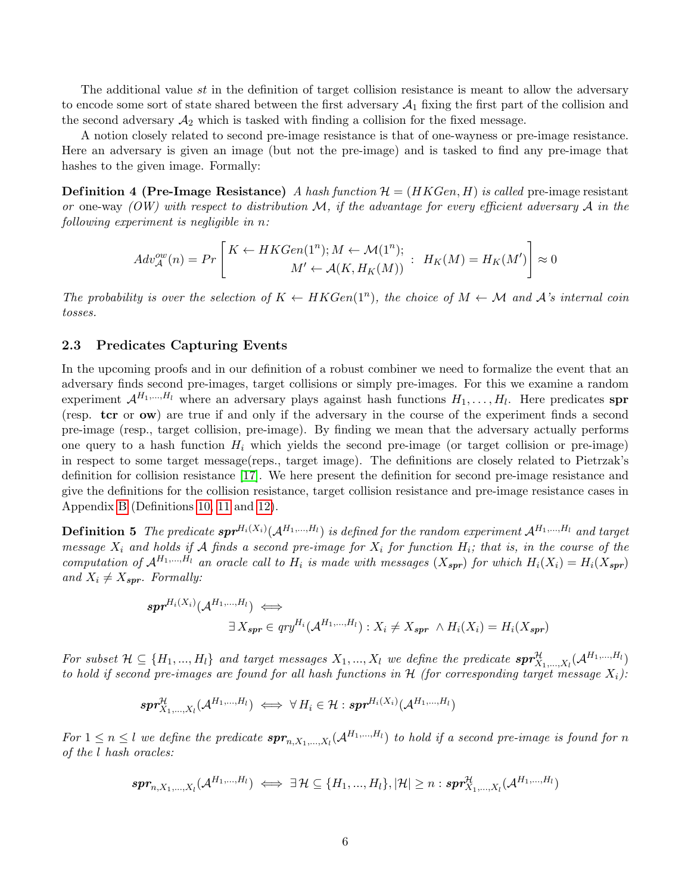The additional value $st$ in the definition of target collision resistance is meant to allow the adversary to encode some sort of state shared between the first adversary $\mathcal{A}_1$ fixing the first part of the collision and the second adversary $\mathcal{A}_2$ which is tasked with finding a collision for the fixed message.

A notion closely related to second pre-image resistance is that of one-wayness or pre-image resistance. Here an adversary is given an image (but not the pre-image) and is tasked to find any pre-image that hashes to the given image. Formally:

**Definition 4 (Pre-Image Resistance)** *A hash function $\mathcal{H} = (HKGen, H)$ is called* pre-image resistant *or* one-way *(OW) with respect to distribution $\mathcal{M}$, if the advantage for every efficient adversary $\mathcal{A}$ in the following experiment is negligible in $n$:*

$$Adv_{\mathcal{A}}^{ow}(n) = Pr\left[\begin{array}{c} K \leftarrow HKGen(1^n); M \leftarrow \mathcal{M}(1^n); \\ M' \leftarrow \mathcal{A}(K, H_K(M)) \end{array} : \ H_K(M) = H_K(M')\right] \approx 0$$

*The probability is over the selection of $K \leftarrow HKGen(1^n)$, the choice of $M \leftarrow \mathcal{M}$ and $\mathcal{A}$'s internal coin tosses.*

### 2.3 Predicates Capturing Events

In the upcoming proofs and in our definition of a robust combiner we need to formalize the event that an adversary finds second pre-images, target collisions or simply pre-images. For this we examine a random experiment $\mathcal{A}^{H_1,\dots,H_l}$ where an adversary plays against hash functions $H_1, \dots, H_l$. Here predicates **spr** (resp. **tcr** or **ow**) are true if and only if the adversary in the course of the experiment finds a second pre-image (resp., target collision, pre-image). By finding we mean that the adversary actually performs one query to a hash function $H_i$ which yields the second pre-image (or target collision or pre-image) in respect to some target message(reps., target image). The definitions are closely related to Pietrzak's definition for collision resistance [17]. We here present the definition for second pre-image resistance and give the definitions for the collision resistance, target collision resistance and pre-image resistance cases in Appendix B (Definitions 10, 11 and 12).

**Definition 5** *The predicate $\mathbf{spr}^{H_i(X_i)}(\mathcal{A}^{H_1,\dots,H_l})$ is defined for the random experiment $\mathcal{A}^{H_1,\dots,H_l}$ and target message $X_i$ and holds if $\mathcal{A}$ finds a second pre-image for $X_i$ for function $H_i$; that is, in the course of the computation of $\mathcal{A}^{H_1,\dots,H_l}$ an oracle call to $H_i$ is made with messages $(X_{\mathbf{spr}})$ for which $H_i(X_i) = H_i(X_{\mathbf{spr}})$ and $X_i \neq X_{\mathbf{spr}}$. Formally:*

$$\mathbf{spr}^{H_i(X_i)}(\mathcal{A}^{H_1,\dots,H_l}) \iff \exists\, X_{\mathbf{spr}} \in qry^{H_i}(\mathcal{A}^{H_1,\dots,H_l}) : X_i \neq X_{\mathbf{spr}} \ \wedge H_i(X_i) = H_i(X_{\mathbf{spr}})$$

*For subset $\mathcal{H} \subseteq \{H_1, \dots, H_l\}$ and target messages $X_1, \dots, X_l$ we define the predicate $\mathbf{spr}^{\mathcal{H}}_{X_1,\dots,X_l}(\mathcal{A}^{H_1,\dots,H_l})$ to hold if second pre-images are found for all hash functions in $\mathcal{H}$ (for corresponding target message $X_i$):*

$$\mathbf{spr}^{\mathcal{H}}_{X_1,\dots,X_l}(\mathcal{A}^{H_1,\dots,H_l}) \iff \forall\, H_i \in \mathcal{H} : \mathbf{spr}^{H_i(X_i)}(\mathcal{A}^{H_1,\dots,H_l})$$

*For $1 \leq n \leq l$ we define the predicate $\mathbf{spr}_{n,X_1,\dots,X_l}(\mathcal{A}^{H_1,\dots,H_l})$ to hold if a second pre-image is found for $n$ of the $l$ hash oracles:*

$$\mathbf{spr}_{n,X_1,\dots,X_l}(\mathcal{A}^{H_1,\dots,H_l}) \iff \exists\, \mathcal{H} \subseteq \{H_1, \dots, H_l\}, |\mathcal{H}| \geq n : \mathbf{spr}^{\mathcal{H}}_{X_1,\dots,X_l}(\mathcal{A}^{H_1,\dots,H_l})$$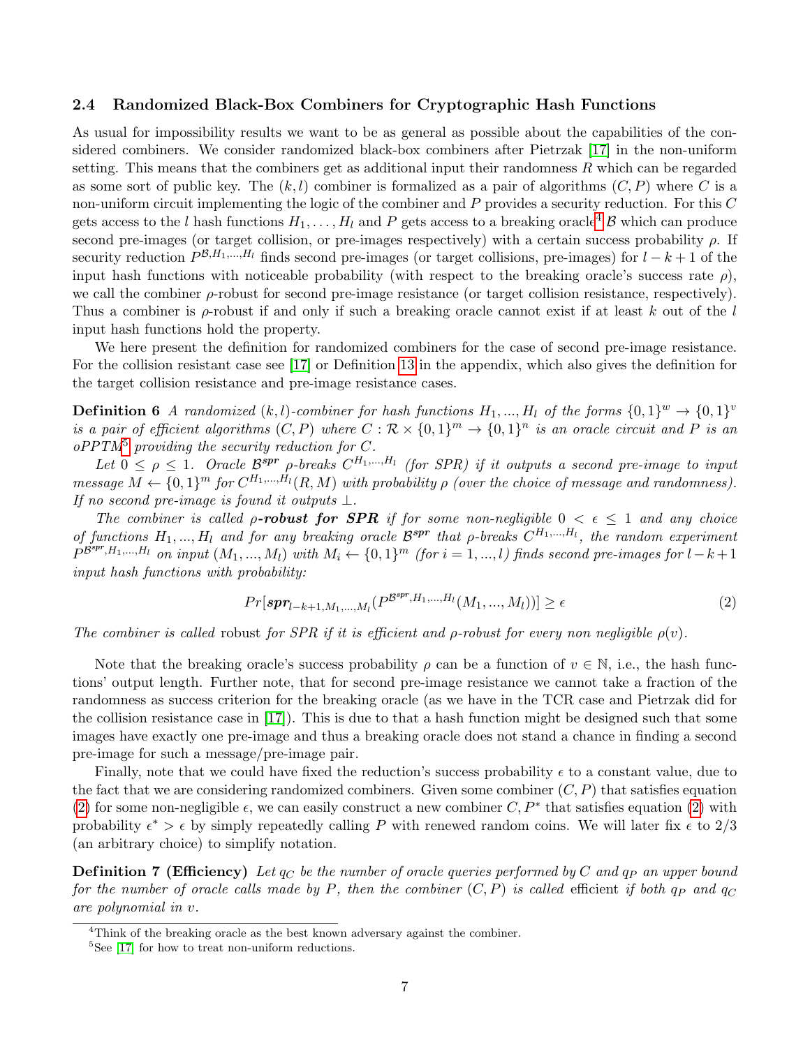### 2.4 Randomized Black-Box Combiners for Cryptographic Hash Functions

As usual for impossibility results we want to be as general as possible about the capabilities of the considered combiners. We consider randomized black-box combiners after Pietrzak [17] in the non-uniform setting. This means that the combiners get as additional input their randomness $R$ which can be regarded as some sort of public key. The $(k,l)$ combiner is formalized as a pair of algorithms $(C,P)$ where $C$ is a non-uniform circuit implementing the logic of the combiner and $P$ provides a security reduction. For this $C$ gets access to the $l$ hash functions $H_1,\ldots,H_l$ and $P$ gets access to a breaking oracle[4] $\mathcal{B}$ which can produce second pre-images (or target collision, or pre-images respectively) with a certain success probability $\rho$. If security reduction $P^{\mathcal{B},H_1,\ldots,H_l}$ finds second pre-images (or target collisions, pre-images) for $l-k+1$ of the input hash functions with noticeable probability (with respect to the breaking oracle's success rate $\rho$), we call the combiner $\rho$-robust for second pre-image resistance (or target collision resistance, respectively). Thus a combiner is $\rho$-robust if and only if such a breaking oracle cannot exist if at least $k$ out of the $l$ input hash functions hold the property.

We here present the definition for randomized combiners for the case of second pre-image resistance. For the collision resistant case see [17] or Definition 13 in the appendix, which also gives the definition for the target collision resistance and pre-image resistance cases.

**Definition 6** *A randomized $(k,l)$-combiner for hash functions $H_1,...,H_l$ of the forms $\{0,1\}^w \to \{0,1\}^v$ is a pair of efficient algorithms $(C,P)$ where $C : \mathcal{R} \times \{0,1\}^m \to \{0,1\}^n$ is an oracle circuit and $P$ is an oPPTM[5] providing the security reduction for $C$.*

*Let $0 \le \rho \le 1$. Oracle $\mathcal{B}^{\boldsymbol{spr}}$ $\rho$-breaks $C^{H_1,...,H_l}$ (for SPR) if it outputs a second pre-image to input message $M \leftarrow \{0,1\}^m$ for $C^{H_1,...,H_l}(R,M)$ with probability $\rho$ (over the choice of message and randomness). If no second pre-image is found it outputs $\perp$.*

*The combiner is called **$\rho$-robust for SPR** if for some non-negligible $0 < \epsilon \le 1$ and any choice of functions $H_1,...,H_l$ and for any breaking oracle $\mathcal{B}^{\boldsymbol{spr}}$ that $\rho$-breaks $C^{H_1,...,H_l}$, the random experiment $P^{\mathcal{B}^{spr},H_1,...,H_l}$ on input $(M_1,...,M_l)$ with $M_i \leftarrow \{0,1\}^m$ (for $i=1,...,l$) finds second pre-images for $l-k+1$ input hash functions with probability:*

$$Pr[\boldsymbol{spr}_{l-k+1,M_1,...,M_l}(P^{\mathcal{B}^{spr},H_1,...,H_l}(M_1,...,M_l))] \ge \epsilon \tag{2}$$

*The combiner is called* robust *for SPR if it is efficient and $\rho$-robust for every non negligible $\rho(v)$.*

Note that the breaking oracle's success probability $\rho$ can be a function of $v \in \mathbb{N}$, i.e., the hash functions' output length. Further note, that for second pre-image resistance we cannot take a fraction of the randomness as success criterion for the breaking oracle (as we have in the TCR case and Pietrzak did for the collision resistance case in [17]). This is due to that a hash function might be designed such that some images have exactly one pre-image and thus a breaking oracle does not stand a chance in finding a second pre-image for such a message/pre-image pair.

Finally, note that we could have fixed the reduction's success probability $\epsilon$ to a constant value, due to the fact that we are considering randomized combiners. Given some combiner $(C,P)$ that satisfies equation (2) for some non-negligible $\epsilon$, we can easily construct a new combiner $C,P^*$ that satisfies equation (2) with probability $\epsilon^* > \epsilon$ by simply repeatedly calling $P$ with renewed random coins. We will later fix $\epsilon$ to $2/3$ (an arbitrary choice) to simplify notation.

**Definition 7 (Efficiency)** *Let $q_C$ be the number of oracle queries performed by $C$ and $q_P$ an upper bound for the number of oracle calls made by $P$, then the combiner $(C,P)$ is called* efficient *if both $q_P$ and $q_C$ are polynomial in $v$.*

[4] Think of the breaking oracle as the best known adversary against the combiner.

[5] See [17] for how to treat non-uniform reductions.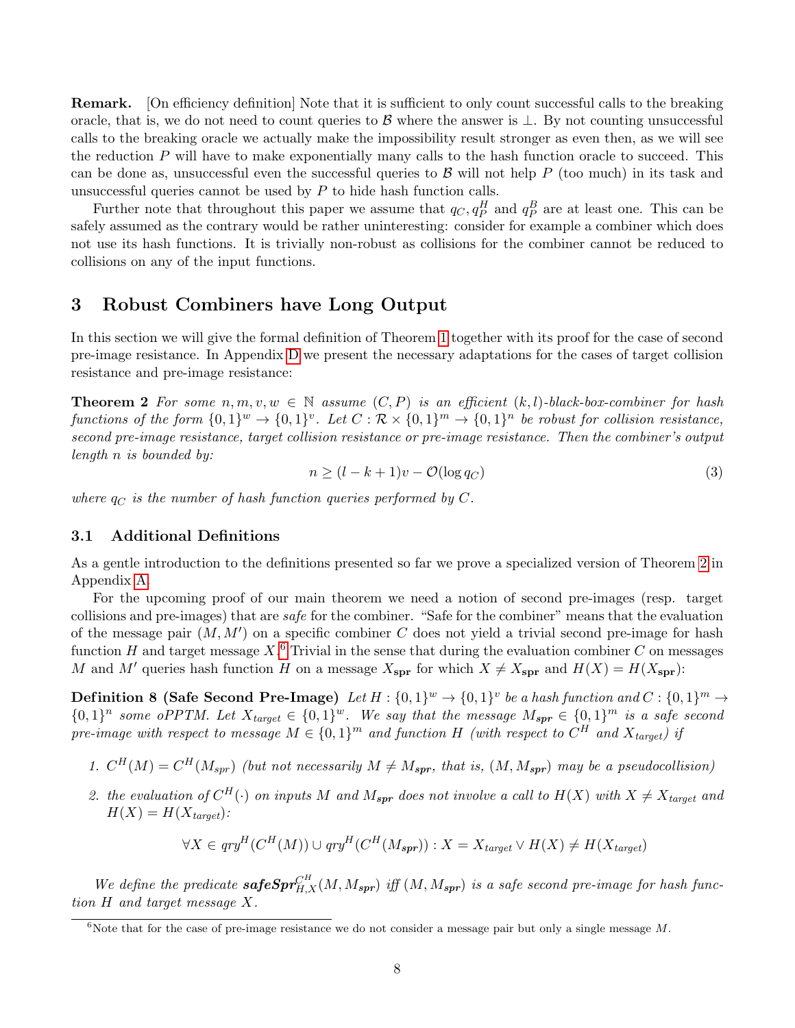**Remark.** [On efficiency definition] Note that it is sufficient to only count successful calls to the breaking oracle, that is, we do not need to count queries to $\mathcal{B}$ where the answer is $\perp$. By not counting unsuccessful calls to the breaking oracle we actually make the impossibility result stronger as even then, as we will see the reduction $P$ will have to make exponentially many calls to the hash function oracle to succeed. This can be done as, unsuccessful even the successful queries to $\mathcal{B}$ will not help $P$ (too much) in its task and unsuccessful queries cannot be used by $P$ to hide hash function calls.

Further note that throughout this paper we assume that $q_C, q_P^H$ and $q_P^B$ are at least one. This can be safely assumed as the contrary would be rather uninteresting: consider for example a combiner which does not use its hash functions. It is trivially non-robust as collisions for the combiner cannot be reduced to collisions on any of the input functions.

## 3 Robust Combiners have Long Output

In this section we will give the formal definition of Theorem 1 together with its proof for the case of second pre-image resistance. In Appendix D we present the necessary adaptations for the cases of target collision resistance and pre-image resistance:

**Theorem 2** *For some $n, m, v, w \in \mathbb{N}$ assume $(C, P)$ is an efficient $(k, l)$-black-box-combiner for hash functions of the form $\{0,1\}^w \to \{0,1\}^v$. Let $C : \mathcal{R} \times \{0,1\}^m \to \{0,1\}^n$ be robust for collision resistance, second pre-image resistance, target collision resistance or pre-image resistance. Then the combiner's output length $n$ is bounded by:*

$$n \geq (l - k + 1)v - \mathcal{O}(\log q_C) \tag{3}$$

*where $q_C$ is the number of hash function queries performed by $C$.*

### 3.1 Additional Definitions

As a gentle introduction to the definitions presented so far we prove a specialized version of Theorem 2 in Appendix A.

For the upcoming proof of our main theorem we need a notion of second pre-images (resp. target collisions and pre-images) that are *safe* for the combiner. "Safe for the combiner" means that the evaluation of the message pair $(M, M')$ on a specific combiner $C$ does not yield a trivial second pre-image for hash function $H$ and target message $X$.[6] Trivial in the sense that during the evaluation combiner $C$ on messages $M$ and $M'$ queries hash function $H$ on a message $X_{\mathbf{spr}}$ for which $X \neq X_{\mathbf{spr}}$ and $H(X) = H(X_{\mathbf{spr}})$:

**Definition 8 (Safe Second Pre-Image)** *Let $H : \{0,1\}^w \to \{0,1\}^v$ be a hash function and $C : \{0,1\}^m \to \{0,1\}^n$ some oPPTM. Let $X_{target} \in \{0,1\}^w$. We say that the message $M_{\mathbf{spr}} \in \{0,1\}^m$ is a safe second pre-image with respect to message $M \in \{0,1\}^m$ and function $H$ (with respect to $C^H$ and $X_{target}$) if*

1. *$C^H(M) = C^H(M_{\mathbf{spr}})$ (but not necessarily $M \neq M_{\mathbf{spr}}$, that is, $(M, M_{\mathbf{spr}})$ may be a pseudocollision)*
2. *the evaluation of $C^H(\cdot)$ on inputs $M$ and $M_{\mathbf{spr}}$ does not involve a call to $H(X)$ with $X \neq X_{target}$ and $H(X) = H(X_{target})$:*

$$\forall X \in qry^H(C^H(M)) \cup qry^H(C^H(M_{\mathbf{spr}})) : X = X_{target} \vee H(X) \neq H(X_{target})$$

*We define the predicate $\boldsymbol{safeSpr}_{H,X}^{C^H}(M, M_{\mathbf{spr}})$ iff $(M, M_{\mathbf{spr}})$ is a safe second pre-image for hash function $H$ and target message $X$.*

[6] Note that for the case of pre-image resistance we do not consider a message pair but only a single message $M$.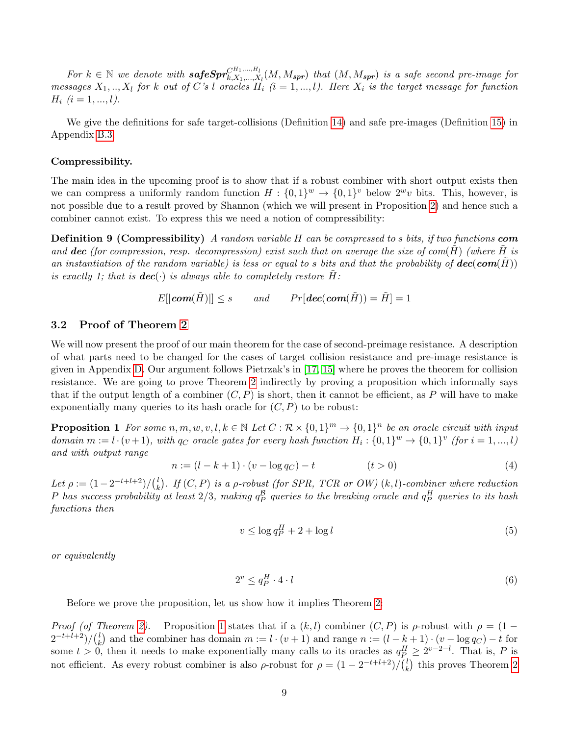*For $k \in \mathbb{N}$ we denote with $\textbf{\textit{safeSpr}}^{C^{H_1,\ldots,H_l}}_{k,X_1,\ldots,X_l}(M, M_{\textbf{\textit{spr}}})$ that $(M, M_{\textbf{\textit{spr}}})$ is a safe second pre-image for messages $X_1, .., X_l$ for $k$ out of $C$'s $l$ oracles $H_i$ $(i = 1, ..., l)$. Here $X_i$ is the target message for function $H_i$ $(i = 1, ..., l)$.*

We give the definitions for safe target-collisions (Definition 14) and safe pre-images (Definition 15) in Appendix B.3.

**Compressibility.**

The main idea in the upcoming proof is to show that if a robust combiner with short output exists then we can compress a uniformly random function $H : \{0,1\}^w \to \{0,1\}^v$ below $2^w v$ bits. This, however, is not possible due to a result proved by Shannon (which we will present in Proposition 2) and hence such a combiner cannot exist. To express this we need a notion of compressibility:

**Definition 9 (Compressibility)** *A random variable $H$ can be compressed to $s$ bits, if two functions **com** and **dec** (for compression, resp. decompression) exist such that on average the size of $com(\tilde{H})$ (where $\tilde{H}$ is an instantiation of the random variable) is less or equal to $s$ bits and that the probability of $\textbf{dec}(\textbf{com}(\tilde{H}))$ is exactly 1; that is $\textbf{dec}(\cdot)$ is always able to completely restore $\tilde{H}$:*

$$E[|\textbf{com}(\tilde{H})|] \leq s \qquad \text{and} \qquad Pr[\textbf{dec}(\textbf{com}(\tilde{H})) = \tilde{H}] = 1$$

### 3.2 Proof of Theorem 2

We will now present the proof of our main theorem for the case of second-preimage resistance. A description of what parts need to be changed for the cases of target collision resistance and pre-image resistance is given in Appendix D. Our argument follows Pietrzak's in [17, 15] where he proves the theorem for collision resistance. We are going to prove Theorem 2 indirectly by proving a proposition which informally says that if the output length of a combiner $(C, P)$ is short, then it cannot be efficient, as $P$ will have to make exponentially many queries to its hash oracle for $(C, P)$ to be robust:

**Proposition 1** *For some $n, m, w, v, l, k \in \mathbb{N}$ Let $C : \mathcal{R} \times \{0,1\}^m \to \{0,1\}^n$ be an oracle circuit with input domain $m := l \cdot (v+1)$, with $q_C$ oracle gates for every hash function $H_i : \{0,1\}^w \to \{0,1\}^v$ (for $i = 1, ..., l$) and with output range*

$$n := (l - k + 1) \cdot (v - \log q_C) - t \qquad\qquad (t > 0) \tag{4}$$

*Let $\rho := (1 - 2^{-t+l+2})/\binom{l}{k}$. If $(C, P)$ is a $\rho$-robust (for SPR, TCR or OW) $(k, l)$-combiner where reduction $P$ has success probability at least $2/3$, making $q_P^{\mathcal{B}}$ queries to the breaking oracle and $q_P^H$ queries to its hash functions then*

$$v \leq \log q_P^H + 2 + \log l \tag{5}$$

*or equivalently*

$$2^v \leq q_P^H \cdot 4 \cdot l \tag{6}$$

Before we prove the proposition, let us show how it implies Theorem 2:

*Proof (of Theorem 2).* Proposition 1 states that if a $(k, l)$ combiner $(C, P)$ is $\rho$-robust with $\rho = (1 - 2^{-t+l+2})/\binom{l}{k}$ and the combiner has domain $m := l \cdot (v + 1)$ and range $n := (l - k + 1) \cdot (v - \log q_C) - t$ for some $t > 0$, then it needs to make exponentially many calls to its oracles as $q_P^H \geq 2^{v-2-l}$. That is, $P$ is not efficient. As every robust combiner is also $\rho$-robust for $\rho = (1 - 2^{-t+l+2})/\binom{l}{k}$ this proves Theorem 2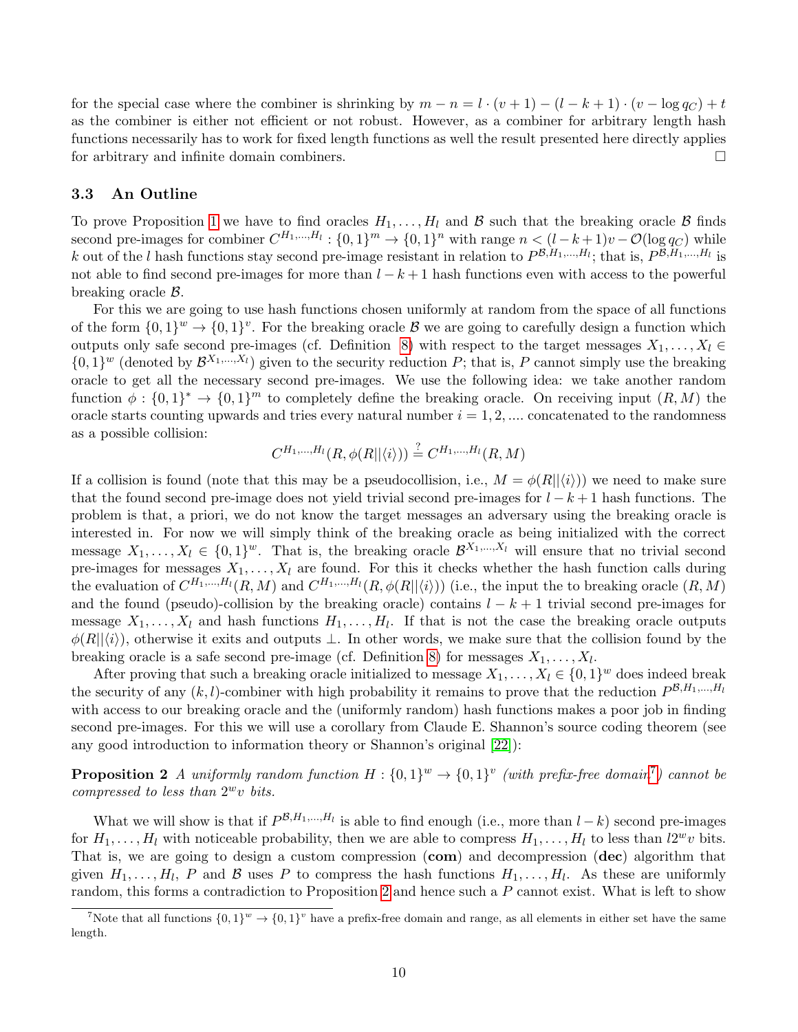for the special case where the combiner is shrinking by $m - n = l \cdot (v+1) - (l-k+1) \cdot (v - \log q_C) + t$ as the combiner is either not efficient or not robust. However, as a combiner for arbitrary length hash functions necessarily has to work for fixed length functions as well the result presented here directly applies for arbitrary and infinite domain combiners. □

### 3.3 An Outline

To prove Proposition 1 we have to find oracles $H_1, \ldots, H_l$ and $\mathcal{B}$ such that the breaking oracle $\mathcal{B}$ finds second pre-images for combiner $C^{H_1,\ldots,H_l} : \{0,1\}^m \to \{0,1\}^n$ with range $n < (l-k+1)v - \mathcal{O}(\log q_C)$ while $k$ out of the $l$ hash functions stay second pre-image resistant in relation to $P^{\mathcal{B},H_1,\ldots,H_l}$; that is, $P^{\mathcal{B},H_1,\ldots,H_l}$ is not able to find second pre-images for more than $l-k+1$ hash functions even with access to the powerful breaking oracle $\mathcal{B}$.

For this we are going to use hash functions chosen uniformly at random from the space of all functions of the form $\{0,1\}^w \to \{0,1\}^v$. For the breaking oracle $\mathcal{B}$ we are going to carefully design a function which outputs only safe second pre-images (cf. Definition 8) with respect to the target messages $X_1, \ldots, X_l \in \{0,1\}^w$ (denoted by $\mathcal{B}^{X_1,\ldots,X_l}$) given to the security reduction $P$; that is, $P$ cannot simply use the breaking oracle to get all the necessary second pre-images. We use the following idea: we take another random function $\phi : \{0,1\}^* \to \{0,1\}^m$ to completely define the breaking oracle. On receiving input $(R, M)$ the oracle starts counting upwards and tries every natural number $i = 1, 2, \ldots.$ concatenated to the randomness as a possible collision:

$$C^{H_1,\ldots,H_l}(R, \phi(R||\langle i \rangle)) \stackrel{?}{=} C^{H_1,\ldots,H_l}(R, M)$$

If a collision is found (note that this may be a pseudocollision, i.e., $M = \phi(R||\langle i \rangle)$) we need to make sure that the found second pre-image does not yield trivial second pre-images for $l-k+1$ hash functions. The problem is that, a priori, we do not know the target messages an adversary using the breaking oracle is interested in. For now we will simply think of the breaking oracle as being initialized with the correct message $X_1, \ldots, X_l \in \{0,1\}^w$. That is, the breaking oracle $\mathcal{B}^{X_1,\ldots,X_l}$ will ensure that no trivial second pre-images for messages $X_1, \ldots, X_l$ are found. For this it checks whether the hash function calls during the evaluation of $C^{H_1,\ldots,H_l}(R, M)$ and $C^{H_1,\ldots,H_l}(R, \phi(R||\langle i \rangle))$ (i.e., the input the to breaking oracle $(R, M)$ and the found (pseudo)-collision by the breaking oracle) contains $l-k+1$ trivial second pre-images for message $X_1, \ldots, X_l$ and hash functions $H_1, \ldots, H_l$. If that is not the case the breaking oracle outputs $\phi(R||\langle i \rangle)$, otherwise it exits and outputs $\perp$. In other words, we make sure that the collision found by the breaking oracle is a safe second pre-image (cf. Definition 8) for messages $X_1, \ldots, X_l$.

After proving that such a breaking oracle initialized to message $X_1, \ldots, X_l \in \{0,1\}^w$ does indeed break the security of any $(k,l)$-combiner with high probability it remains to prove that the reduction $P^{\mathcal{B},H_1,\ldots,H_l}$ with access to our breaking oracle and the (uniformly random) hash functions makes a poor job in finding second pre-images. For this we will use a corollary from Claude E. Shannon's source coding theorem (see any good introduction to information theory or Shannon's original [22]):

**Proposition 2** *A uniformly random function $H : \{0,1\}^w \to \{0,1\}^v$ (with prefix-free domain[7]) cannot be compressed to less than $2^w v$ bits.*

What we will show is that if $P^{\mathcal{B},H_1,\ldots,H_l}$ is able to find enough (i.e., more than $l-k$) second pre-images for $H_1, \ldots, H_l$ with noticeable probability, then we are able to compress $H_1, \ldots, H_l$ to less than $l2^w v$ bits. That is, we are going to design a custom compression (**com**) and decompression (**dec**) algorithm that given $H_1, \ldots, H_l$, $P$ and $\mathcal{B}$ uses $P$ to compress the hash functions $H_1, \ldots, H_l$. As these are uniformly random, this forms a contradiction to Proposition 2 and hence such a $P$ cannot exist. What is left to show

[7] Note that all functions $\{0,1\}^w \to \{0,1\}^v$ have a prefix-free domain and range, as all elements in either set have the same length.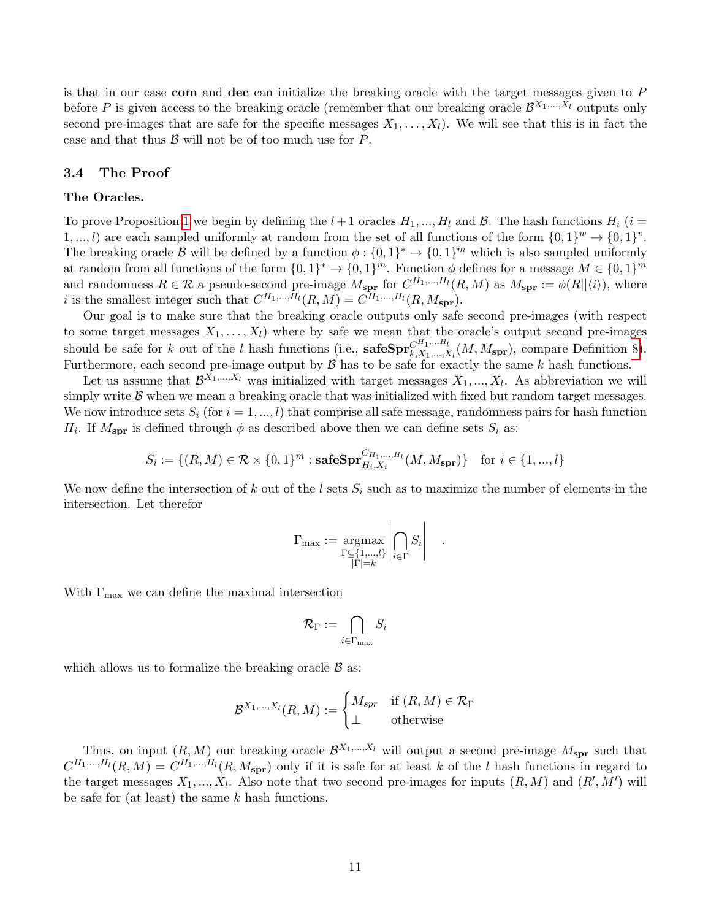is that in our case **com** and **dec** can initialize the breaking oracle with the target messages given to $P$ before $P$ is given access to the breaking oracle (remember that our breaking oracle $\mathcal{B}^{X_1,...,X_l}$ outputs only second pre-images that are safe for the specific messages $X_1, \ldots, X_l$). We will see that this is in fact the case and that thus $\mathcal{B}$ will not be of too much use for $P$.

### 3.4 The Proof

**The Oracles.**

To prove Proposition 1 we begin by defining the $l+1$ oracles $H_1, ..., H_l$ and $\mathcal{B}$. The hash functions $H_i$ ($i = 1, ..., l$) are each sampled uniformly at random from the set of all functions of the form $\{0,1\}^w \to \{0,1\}^v$. The breaking oracle $\mathcal{B}$ will be defined by a function $\phi : \{0,1\}^* \to \{0,1\}^m$ which is also sampled uniformly at random from all functions of the form $\{0,1\}^* \to \{0,1\}^m$. Function $\phi$ defines for a message $M \in \{0,1\}^m$ and randomness $R \in \mathcal{R}$ a pseudo-second pre-image $M_{\mathbf{spr}}$ for $C^{H_1,...,H_l}(R, M)$ as $M_{\mathbf{spr}} := \phi(R||\langle i \rangle)$, where $i$ is the smallest integer such that $C^{H_1,...,H_l}(R, M) = C^{H_1,...,H_l}(R, M_{\mathbf{spr}})$.

Our goal is to make sure that the breaking oracle outputs only safe second pre-images (with respect to some target messages $X_1, \ldots, X_l$) where by safe we mean that the oracle's output second pre-images should be safe for $k$ out of the $l$ hash functions (i.e., $\mathbf{safeSpr}^{C^{H_1,...H_l}}_{k,X_1,...,X_l}(M, M_{\mathbf{spr}})$, compare Definition 8). Furthermore, each second pre-image output by $\mathcal{B}$ has to be safe for exactly the same $k$ hash functions.

Let us assume that $\mathcal{B}^{X_1,...,X_l}$ was initialized with target messages $X_1, ..., X_l$. As abbreviation we will simply write $\mathcal{B}$ when we mean a breaking oracle that was initialized with fixed but random target messages. We now introduce sets $S_i$ (for $i = 1, ..., l$) that comprise all safe message, randomness pairs for hash function $H_i$. If $M_{\mathbf{spr}}$ is defined through $\phi$ as described above then we can define sets $S_i$ as:

$$S_i := \{(R, M) \in \mathcal{R} \times \{0,1\}^m : \mathbf{safeSpr}^{C_{H_1,...,H_l}}_{H_i,X_i}(M, M_{\mathbf{spr}})\} \quad \text{for } i \in \{1, ..., l\}$$

We now define the intersection of $k$ out of the $l$ sets $S_i$ such as to maximize the number of elements in the intersection. Let therefor

$$\Gamma_{\max} := \underset{\substack{\Gamma \subseteq \{1,...,l\} \\ |\Gamma| = k}}{\operatorname{argmax}} \left| \bigcap_{i \in \Gamma} S_i \right| \quad .$$

With $\Gamma_{\max}$ we can define the maximal intersection

$$\mathcal{R}_\Gamma := \bigcap_{i \in \Gamma_{\max}} S_i$$

which allows us to formalize the breaking oracle $\mathcal{B}$ as:

$$\mathcal{B}^{X_1,...,X_l}(R, M) := \begin{cases} M_{spr} & \text{if } (R, M) \in \mathcal{R}_\Gamma \\ \perp & \text{otherwise} \end{cases}$$

Thus, on input $(R, M)$ our breaking oracle $\mathcal{B}^{X_1,...,X_l}$ will output a second pre-image $M_{\mathbf{spr}}$ such that $C^{H_1,...,H_l}(R, M) = C^{H_1,...,H_l}(R, M_{\mathbf{spr}})$ only if it is safe for at least $k$ of the $l$ hash functions in regard to the target messages $X_1, ..., X_l$. Also note that two second pre-images for inputs $(R, M)$ and $(R', M')$ will be safe for (at least) the same $k$ hash functions.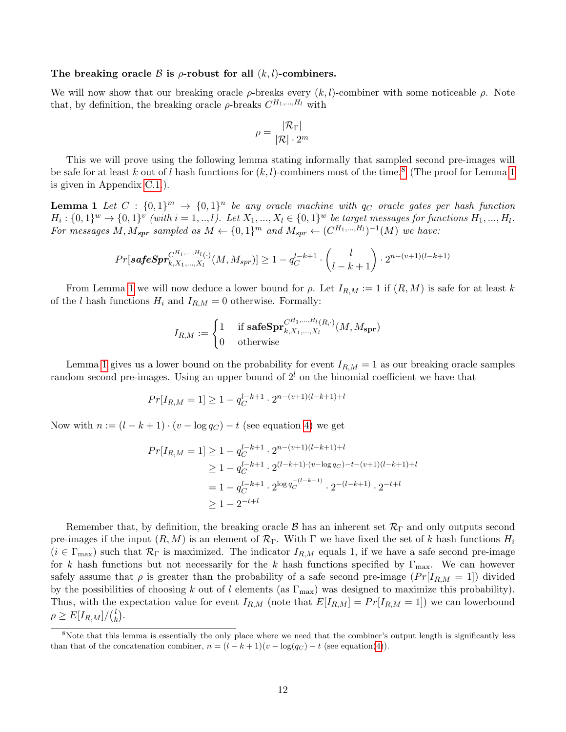**The breaking oracle $\mathcal{B}$ is $\rho$-robust for all $(k,l)$-combiners.**

We will now show that our breaking oracle $\rho$-breaks every $(k,l)$-combiner with some noticeable $\rho$. Note that, by definition, the breaking oracle $\rho$-breaks $C^{H_1,...,H_l}$ with

$$\rho = \frac{|\mathcal{R}_\Gamma|}{|\mathcal{R}| \cdot 2^m}$$

This we will prove using the following lemma stating informally that sampled second pre-images will be safe for at least $k$ out of $l$ hash functions for $(k,l)$-combiners most of the time.[8] (The proof for Lemma 1 is given in Appendix C.1.).

**Lemma 1** *Let $C : \{0,1\}^m \to \{0,1\}^n$ be any oracle machine with $q_C$ oracle gates per hash function $H_i : \{0,1\}^w \to \{0,1\}^v$ (with $i = 1,..,l$). Let $X_1,...,X_l \in \{0,1\}^w$ be target messages for functions $H_1,...,H_l$. For messages $M, M_{spr}$ sampled as $M \leftarrow \{0,1\}^m$ and $M_{spr} \leftarrow (C^{H_1,...,H_l})^{-1}(M)$ we have:*

$$Pr[\boldsymbol{safeSpr}^{C^{H_1,...,H_l}(\cdot)}_{k,X_1,...,X_l}(M, M_{spr})] \geq 1 - q_C^{l-k+1} \cdot \binom{l}{l-k+1} \cdot 2^{n-(v+1)(l-k+1)}$$

From Lemma 1 we will now deduce a lower bound for $\rho$. Let $I_{R,M} := 1$ if $(R,M)$ is safe for at least $k$ of the $l$ hash functions $H_i$ and $I_{R,M} = 0$ otherwise. Formally:

$$I_{R,M} := \begin{cases} 1 & \text{if } \mathbf{safeSpr}^{C^{H_1,...,H_l}(R,\cdot)}_{k,X_1,...,X_l}(M, M_{\mathbf{spr}}) \\ 0 & \text{otherwise} \end{cases}$$

Lemma 1 gives us a lower bound on the probability for event $I_{R,M} = 1$ as our breaking oracle samples random second pre-images. Using an upper bound of $2^l$ on the binomial coefficient we have that

$$Pr[I_{R,M} = 1] \geq 1 - q_C^{l-k+1} \cdot 2^{n-(v+1)(l-k+1)+l}$$

Now with $n := (l-k+1) \cdot (v - \log q_C) - t$ (see equation 4) we get

$$\begin{aligned}
Pr[I_{R,M} = 1] &\geq 1 - q_C^{l-k+1} \cdot 2^{n-(v+1)(l-k+1)+l} \\
&\geq 1 - q_C^{l-k+1} \cdot 2^{(l-k+1)\cdot(v-\log q_C)-t-(v+1)(l-k+1)+l} \\
&= 1 - q_C^{l-k+1} \cdot 2^{\log q_C^{-(l-k+1)}} \cdot 2^{-(l-k+1)} \cdot 2^{-t+l} \\
&\geq 1 - 2^{-t+l}
\end{aligned}$$

Remember that, by definition, the breaking oracle $\mathcal{B}$ has an inherent set $\mathcal{R}_\Gamma$ and only outputs second pre-images if the input $(R,M)$ is an element of $\mathcal{R}_\Gamma$. With $\Gamma$ we have fixed the set of $k$ hash functions $H_i$ ($i \in \Gamma_{\max}$) such that $\mathcal{R}_\Gamma$ is maximized. The indicator $I_{R,M}$ equals 1, if we have a safe second pre-image for $k$ hash functions but not necessarily for the $k$ hash functions specified by $\Gamma_{\max}$. We can however safely assume that $\rho$ is greater than the probability of a safe second pre-image ($Pr[I_{R,M} = 1]$) divided by the possibilities of choosing $k$ out of $l$ elements (as $\Gamma_{\max}$) was designed to maximize this probability). Thus, with the expectation value for event $I_{R,M}$ (note that $E[I_{R,M}] = Pr[I_{R,M} = 1]$) we can lowerbound $\rho \geq E[I_{R,M}]/\binom{l}{k}$.

[8] Note that this lemma is essentially the only place where we need that the combiner's output length is significantly less than that of the concatenation combiner, $n = (l-k+1)(v - \log(q_C)) - t$ (see equation(4)).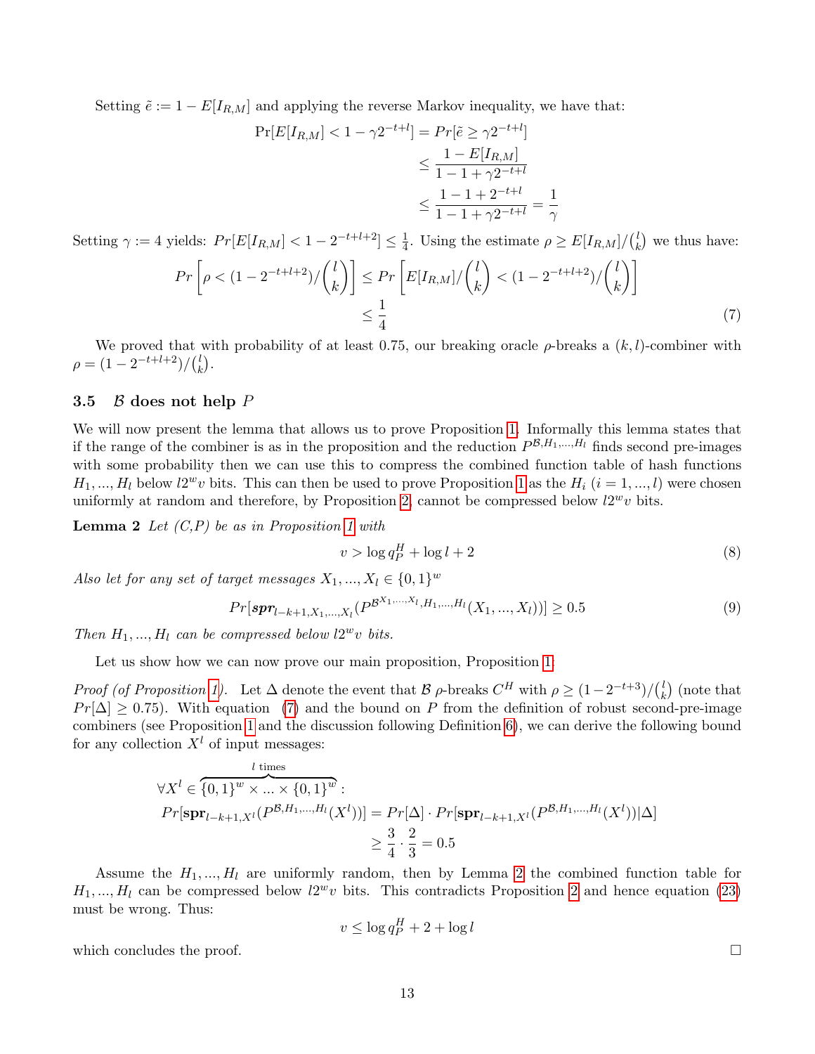Setting $\tilde{e} := 1 - E[I_{R,M}]$ and applying the reverse Markov inequality, we have that:

$$\begin{aligned}
\Pr[E[I_{R,M}] < 1 - \gamma 2^{-t+l}] &= Pr[\tilde{e} \geq \gamma 2^{-t+l}] \\
&\leq \frac{1 - E[I_{R,M}]}{1 - 1 + \gamma 2^{-t+l}} \\
&\leq \frac{1 - 1 + 2^{-t+l}}{1 - 1 + \gamma 2^{-t+l}} = \frac{1}{\gamma}
\end{aligned}$$

Setting $\gamma := 4$ yields: $Pr[E[I_{R,M}] < 1 - 2^{-t+l+2}] \leq \frac{1}{4}$. Using the estimate $\rho \geq E[I_{R,M}]/\binom{l}{k}$ we thus have:

$$\begin{aligned}
Pr\left[\rho < (1 - 2^{-t+l+2})/\binom{l}{k}\right] &\leq Pr\left[E[I_{R,M}]/\binom{l}{k} < (1 - 2^{-t+l+2})/\binom{l}{k}\right] \\
&\leq \frac{1}{4} \qquad (7)
\end{aligned}$$

We proved that with probability of at least 0.75, our breaking oracle $\rho$-breaks a $(k,l)$-combiner with $\rho = (1 - 2^{-t+l+2})/\binom{l}{k}$.

### 3.5 $\mathcal{B}$ does not help $P$

We will now present the lemma that allows us to prove Proposition 1. Informally this lemma states that if the range of the combiner is as in the proposition and the reduction $P^{\mathcal{B},H_1,\ldots,H_l}$ finds second pre-images with some probability then we can use this to compress the combined function table of hash functions $H_1, \ldots, H_l$ below $l2^w v$ bits. This can then be used to prove Proposition 1 as the $H_i$ $(i = 1, \ldots, l)$ were chosen uniformly at random and therefore, by Proposition 2, cannot be compressed below $l2^w v$ bits.

**Lemma 2** *Let (C,P) be as in Proposition 1 with*

$$v > \log q_P^H + \log l + 2 \qquad (8)$$

*Also let for any set of target messages* $X_1, \ldots, X_l \in \{0,1\}^w$

$$Pr[\textbf{spr}_{l-k+1,X_1,\ldots,X_l}(P^{\mathcal{B}^{X_1,\ldots,X_l},H_1,\ldots,H_l}(X_1,\ldots,X_l))] \geq 0.5 \qquad (9)$$

*Then* $H_1, \ldots, H_l$ *can be compressed below* $l2^w v$ *bits.*

Let us show how we can now prove our main proposition, Proposition 1:

*Proof (of Proposition 1).* Let $\Delta$ denote the event that $\mathcal{B}$ $\rho$-breaks $C^H$ with $\rho \geq (1 - 2^{-t+3})/\binom{l}{k}$ (note that $Pr[\Delta] \geq 0.75$). With equation (7) and the bound on $P$ from the definition of robust second-pre-image combiners (see Proposition 1 and the discussion following Definition 6), we can derive the following bound for any collection $X^l$ of input messages:

$$\begin{aligned}
&\forall X^l \in \overbrace{\{0,1\}^w \times \ldots \times \{0,1\}^w}^{l \text{ times}}: \\
&Pr[\textbf{spr}_{l-k+1,X^l}(P^{\mathcal{B},H_1,\ldots,H_l}(X^l))] = Pr[\Delta] \cdot Pr[\textbf{spr}_{l-k+1,X^l}(P^{\mathcal{B},H_1,\ldots,H_l}(X^l))|\Delta] \\
&\qquad\qquad \geq \frac{3}{4} \cdot \frac{2}{3} = 0.5
\end{aligned}$$

Assume the $H_1, \ldots, H_l$ are uniformly random, then by Lemma 2 the combined function table for $H_1, \ldots, H_l$ can be compressed below $l2^w v$ bits. This contradicts Proposition 2 and hence equation (23) must be wrong. Thus:

$$v \leq \log q_P^H + 2 + \log l$$

which concludes the proof. $\square$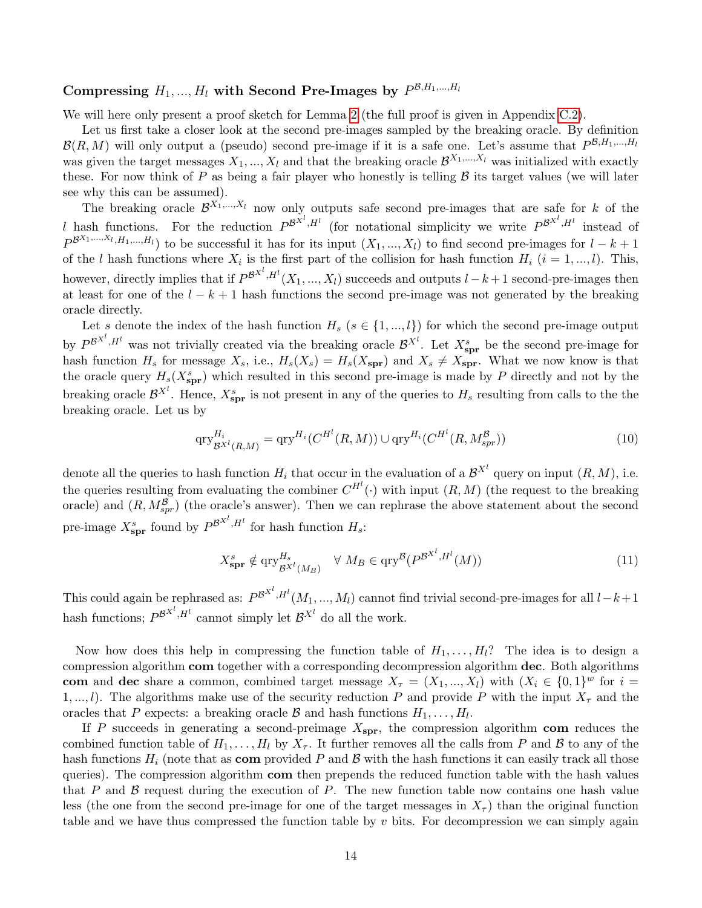### Compressing $H_1, ..., H_l$ with Second Pre-Images by $P^{\mathcal{B}, H_1, ..., H_l}$

We will here only present a proof sketch for Lemma 2 (the full proof is given in Appendix C.2).

Let us first take a closer look at the second pre-images sampled by the breaking oracle. By definition $\mathcal{B}(R, M)$ will only output a (pseudo) second pre-image if it is a safe one. Let's assume that $P^{\mathcal{B}, H_1, ..., H_l}$ was given the target messages $X_1, ..., X_l$ and that the breaking oracle $\mathcal{B}^{X_1, ..., X_l}$ was initialized with exactly these. For now think of $P$ as being a fair player who honestly is telling $\mathcal{B}$ its target values (we will later see why this can be assumed).

The breaking oracle $\mathcal{B}^{X_1, ..., X_l}$ now only outputs safe second pre-images that are safe for $k$ of the $l$ hash functions. For the reduction $P^{\mathcal{B}^{X^l}, H^l}$ (for notational simplicity we write $P^{\mathcal{B}^{X^l}, H^l}$ instead of $P^{\mathcal{B}^{X_1, ..., X_l}, H_1, ..., H_l}$) to be successful it has for its input $(X_1, ..., X_l)$ to find second pre-images for $l - k + 1$ of the $l$ hash functions where $X_i$ is the first part of the collision for hash function $H_i$ $(i = 1, ..., l)$. This, however, directly implies that if $P^{\mathcal{B}^{X^l}, H^l}(X_1, ..., X_l)$ succeeds and outputs $l - k + 1$ second-pre-images then at least for one of the $l - k + 1$ hash functions the second pre-image was not generated by the breaking oracle directly.

Let $s$ denote the index of the hash function $H_s$ $(s \in \{1, ..., l\})$ for which the second pre-image output by $P^{\mathcal{B}^{X^l}, H^l}$ was not trivially created via the breaking oracle $\mathcal{B}^{X^l}$. Let $X^s_{\mathbf{spr}}$ be the second pre-image for hash function $H_s$ for message $X_s$, i.e., $H_s(X_s) = H_s(X_{\mathbf{spr}})$ and $X_s \neq X_{\mathbf{spr}}$. What we now know is that the oracle query $H_s(X^s_{\mathbf{spr}})$ which resulted in this second pre-image is made by $P$ directly and not by the breaking oracle $\mathcal{B}^{X^l}$. Hence, $X^s_{\mathbf{spr}}$ is not present in any of the queries to $H_s$ resulting from calls to the the breaking oracle. Let us by

$$\text{qry}^{H_i}_{\mathcal{B}^{X^l}(R,M)} = \text{qry}^{H_i}(C^{H^l}(R, M)) \cup \text{qry}^{H_i}(C^{H^l}(R, M^{\mathcal{B}}_{spr})) \tag{10}$$

denote all the queries to hash function $H_i$ that occur in the evaluation of a $\mathcal{B}^{X^l}$ query on input $(R, M)$, i.e. the queries resulting from evaluating the combiner $C^{H^l}(\cdot)$ with input $(R, M)$ (the request to the breaking oracle) and $(R, M^{\mathcal{B}}_{spr})$ (the oracle's answer). Then we can rephrase the above statement about the second pre-image $X^s_{\mathbf{spr}}$ found by $P^{\mathcal{B}^{X^l}, H^l}$ for hash function $H_s$:

$$X^s_{\mathbf{spr}} \notin \text{qry}^{H_s}_{\mathcal{B}^{X^l}(M_B)} \quad \forall\ M_B \in \text{qry}^{\mathcal{B}}(P^{\mathcal{B}^{X^l}, H^l}(M)) \tag{11}$$

This could again be rephrased as: $P^{\mathcal{B}^{X^l}, H^l}(M_1, ..., M_l)$ cannot find trivial second-pre-images for all $l - k + 1$ hash functions; $P^{\mathcal{B}^{X^l}, H^l}$ cannot simply let $\mathcal{B}^{X^l}$ do all the work.

Now how does this help in compressing the function table of $H_1, \ldots, H_l$? The idea is to design a compression algorithm **com** together with a corresponding decompression algorithm **dec**. Both algorithms **com** and **dec** share a common, combined target message $X_\tau = (X_1, ..., X_l)$ with $(X_i \in \{0, 1\}^w$ for $i = 1, ..., l)$. The algorithms make use of the security reduction $P$ and provide $P$ with the input $X_\tau$ and the oracles that $P$ expects: a breaking oracle $\mathcal{B}$ and hash functions $H_1, \ldots, H_l$.

If $P$ succeeds in generating a second-preimage $X_{\mathbf{spr}}$, the compression algorithm **com** reduces the combined function table of $H_1, \ldots, H_l$ by $X_\tau$. It further removes all the calls from $P$ and $\mathcal{B}$ to any of the hash functions $H_i$ (note that as **com** provided $P$ and $\mathcal{B}$ with the hash functions it can easily track all those queries). The compression algorithm **com** then prepends the reduced function table with the hash values that $P$ and $\mathcal{B}$ request during the execution of $P$. The new function table now contains one hash value less (the one from the second pre-image for one of the target messages in $X_\tau$) than the original function table and we have thus compressed the function table by $v$ bits. For decompression we can simply again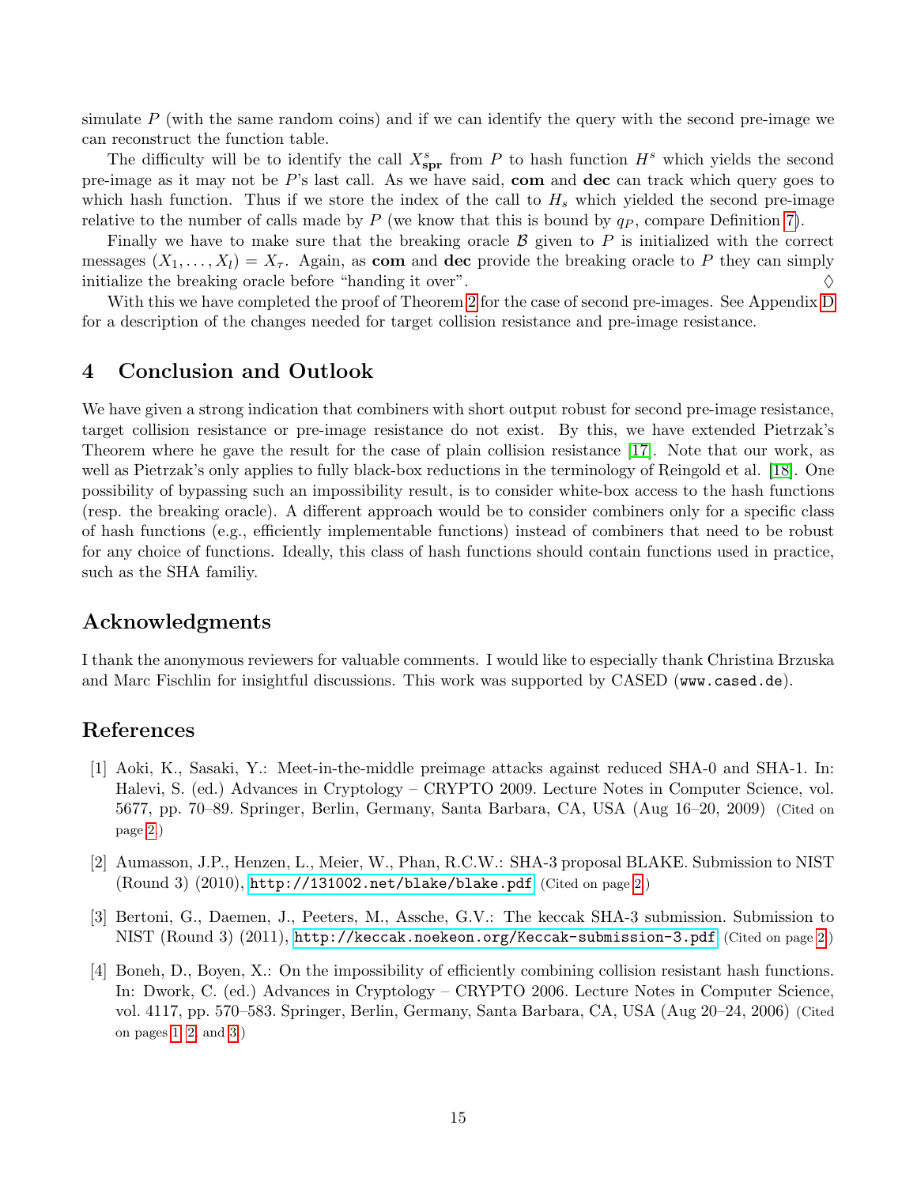simulate $P$ (with the same random coins) and if we can identify the query with the second pre-image we can reconstruct the function table.

The difficulty will be to identify the call $X^s_{\mathbf{spr}}$ from $P$ to hash function $H^s$ which yields the second pre-image as it may not be $P$'s last call. As we have said, **com** and **dec** can track which query goes to which hash function. Thus if we store the index of the call to $H_s$ which yielded the second pre-image relative to the number of calls made by $P$ (we know that this is bound by $q_P$, compare Definition 7).

Finally we have to make sure that the breaking oracle $\mathcal{B}$ given to $P$ is initialized with the correct messages $(X_1, \ldots, X_l) = X_\tau$. Again, as **com** and **dec** provide the breaking oracle to $P$ they can simply initialize the breaking oracle before "handing it over". $\Diamond$

With this we have completed the proof of Theorem 2 for the case of second pre-images. See Appendix D for a description of the changes needed for target collision resistance and pre-image resistance.

## 4 Conclusion and Outlook

We have given a strong indication that combiners with short output robust for second pre-image resistance, target collision resistance or pre-image resistance do not exist. By this, we have extended Pietrzak's Theorem where he gave the result for the case of plain collision resistance [17]. Note that our work, as well as Pietrzak's only applies to fully black-box reductions in the terminology of Reingold et al. [18]. One possibility of bypassing such an impossibility result, is to consider white-box access to the hash functions (resp. the breaking oracle). A different approach would be to consider combiners only for a specific class of hash functions (e.g., efficiently implementable functions) instead of combiners that need to be robust for any choice of functions. Ideally, this class of hash functions should contain functions used in practice, such as the SHA familiy.

## Acknowledgments

I thank the anonymous reviewers for valuable comments. I would like to especially thank Christina Brzuska and Marc Fischlin for insightful discussions. This work was supported by CASED (`www.cased.de`).

## References

[1] Aoki, K., Sasaki, Y.: Meet-in-the-middle preimage attacks against reduced SHA-0 and SHA-1. In: Halevi, S. (ed.) Advances in Cryptology – CRYPTO 2009. Lecture Notes in Computer Science, vol. 5677, pp. 70–89. Springer, Berlin, Germany, Santa Barbara, CA, USA (Aug 16–20, 2009) (Cited on page 2.)

[2] Aumasson, J.P., Henzen, L., Meier, W., Phan, R.C.W.: SHA-3 proposal BLAKE. Submission to NIST (Round 3) (2010), `http://131002.net/blake/blake.pdf` (Cited on page 2.)

[3] Bertoni, G., Daemen, J., Peeters, M., Assche, G.V.: The keccak SHA-3 submission. Submission to NIST (Round 3) (2011), `http://keccak.noekeon.org/Keccak-submission-3.pdf` (Cited on page 2.)

[4] Boneh, D., Boyen, X.: On the impossibility of efficiently combining collision resistant hash functions. In: Dwork, C. (ed.) Advances in Cryptology – CRYPTO 2006. Lecture Notes in Computer Science, vol. 4117, pp. 570–583. Springer, Berlin, Germany, Santa Barbara, CA, USA (Aug 20–24, 2006) (Cited on pages 1, 2, and 3.)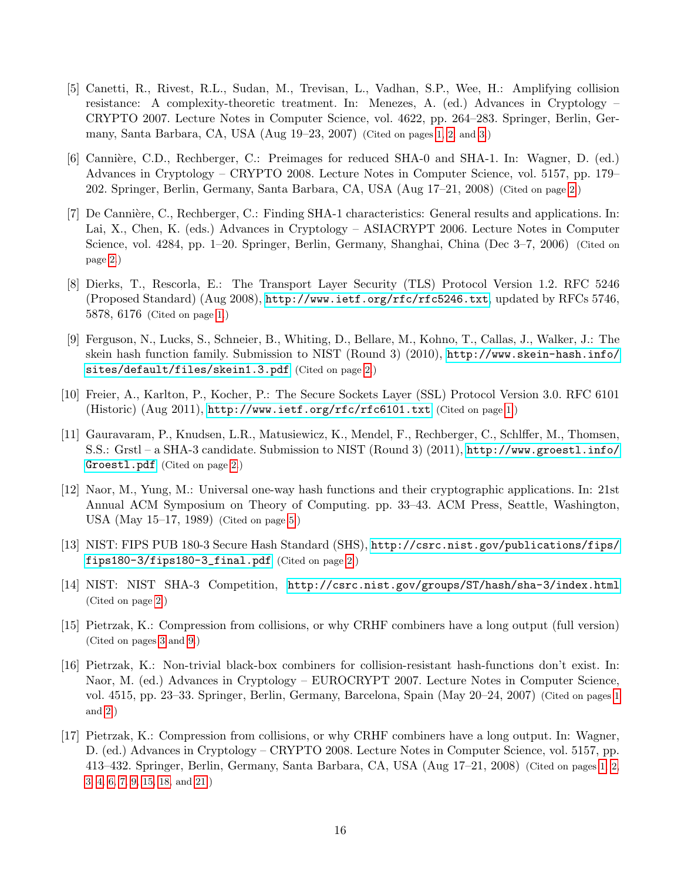[5] Canetti, R., Rivest, R.L., Sudan, M., Trevisan, L., Vadhan, S.P., Wee, H.: Amplifying collision resistance: A complexity-theoretic treatment. In: Menezes, A. (ed.) Advances in Cryptology – CRYPTO 2007. Lecture Notes in Computer Science, vol. 4622, pp. 264–283. Springer, Berlin, Germany, Santa Barbara, CA, USA (Aug 19–23, 2007) (Cited on pages 1, 2, and 3.)

[6] Cannière, C.D., Rechberger, C.: Preimages for reduced SHA-0 and SHA-1. In: Wagner, D. (ed.) Advances in Cryptology – CRYPTO 2008. Lecture Notes in Computer Science, vol. 5157, pp. 179–202. Springer, Berlin, Germany, Santa Barbara, CA, USA (Aug 17–21, 2008) (Cited on page 2.)

[7] De Cannière, C., Rechberger, C.: Finding SHA-1 characteristics: General results and applications. In: Lai, X., Chen, K. (eds.) Advances in Cryptology – ASIACRYPT 2006. Lecture Notes in Computer Science, vol. 4284, pp. 1–20. Springer, Berlin, Germany, Shanghai, China (Dec 3–7, 2006) (Cited on page 2.)

[8] Dierks, T., Rescorla, E.: The Transport Layer Security (TLS) Protocol Version 1.2. RFC 5246 (Proposed Standard) (Aug 2008), http://www.ietf.org/rfc/rfc5246.txt, updated by RFCs 5746, 5878, 6176 (Cited on page 1.)

[9] Ferguson, N., Lucks, S., Schneier, B., Whiting, D., Bellare, M., Kohno, T., Callas, J., Walker, J.: The skein hash function family. Submission to NIST (Round 3) (2010), http://www.skein-hash.info/sites/default/files/skein1.3.pdf (Cited on page 2.)

[10] Freier, A., Karlton, P., Kocher, P.: The Secure Sockets Layer (SSL) Protocol Version 3.0. RFC 6101 (Historic) (Aug 2011), http://www.ietf.org/rfc/rfc6101.txt (Cited on page 1.)

[11] Gauravaram, P., Knudsen, L.R., Matusiewicz, K., Mendel, F., Rechberger, C., Schlffer, M., Thomsen, S.S.: Grstl – a SHA-3 candidate. Submission to NIST (Round 3) (2011), http://www.groestl.info/Groestl.pdf (Cited on page 2.)

[12] Naor, M., Yung, M.: Universal one-way hash functions and their cryptographic applications. In: 21st Annual ACM Symposium on Theory of Computing. pp. 33–43. ACM Press, Seattle, Washington, USA (May 15–17, 1989) (Cited on page 5.)

[13] NIST: FIPS PUB 180-3 Secure Hash Standard (SHS), http://csrc.nist.gov/publications/fips/fips180-3/fips180-3_final.pdf (Cited on page 2.)

[14] NIST: NIST SHA-3 Competition, http://csrc.nist.gov/groups/ST/hash/sha-3/index.html (Cited on page 2.)

[15] Pietrzak, K.: Compression from collisions, or why CRHF combiners have a long output (full version) (Cited on pages 3 and 9.)

[16] Pietrzak, K.: Non-trivial black-box combiners for collision-resistant hash-functions don't exist. In: Naor, M. (ed.) Advances in Cryptology – EUROCRYPT 2007. Lecture Notes in Computer Science, vol. 4515, pp. 23–33. Springer, Berlin, Germany, Barcelona, Spain (May 20–24, 2007) (Cited on pages 1 and 2.)

[17] Pietrzak, K.: Compression from collisions, or why CRHF combiners have a long output. In: Wagner, D. (ed.) Advances in Cryptology – CRYPTO 2008. Lecture Notes in Computer Science, vol. 5157, pp. 413–432. Springer, Berlin, Germany, Santa Barbara, CA, USA (Aug 17–21, 2008) (Cited on pages 1, 2, 3, 4, 6, 7, 9, 15, 18, and 21.)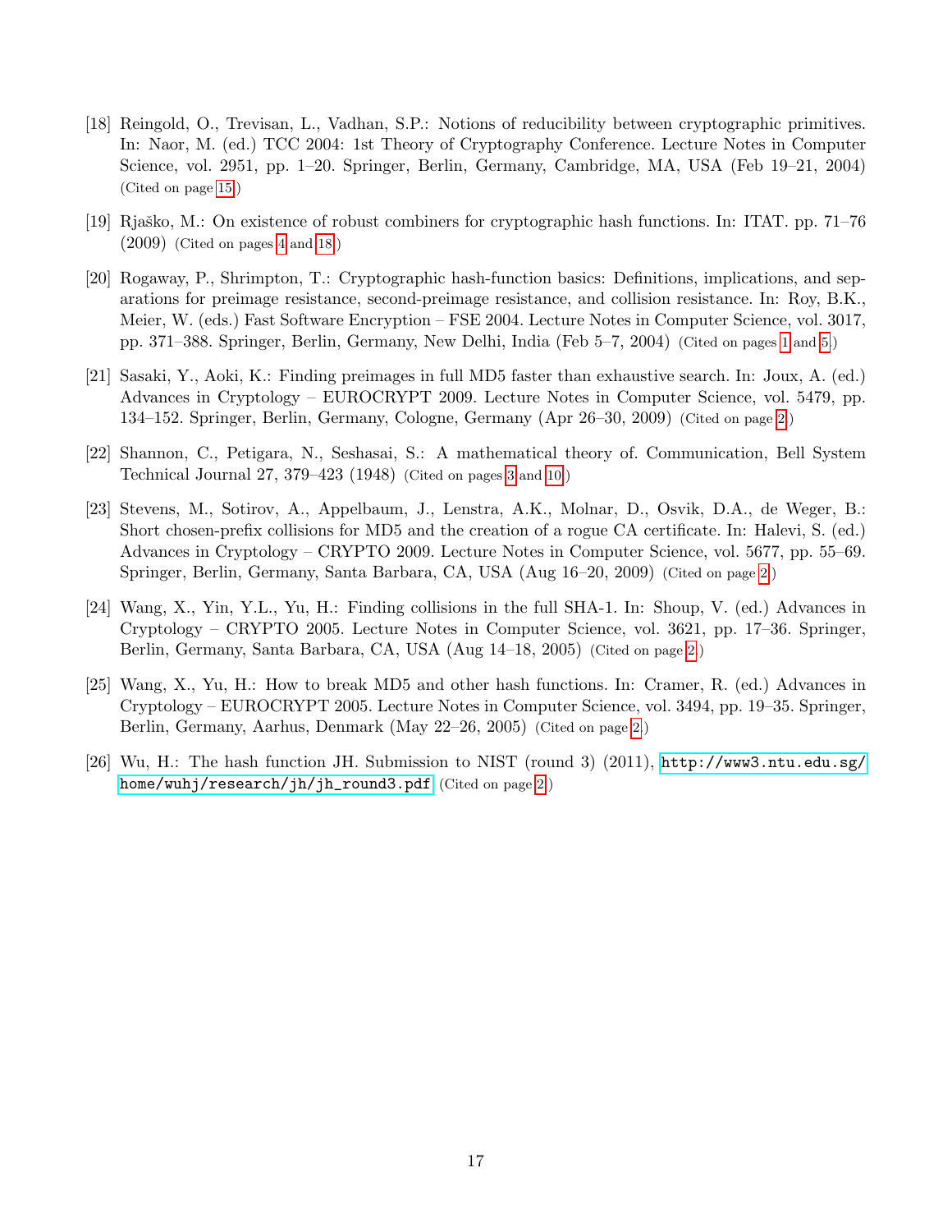[18] Reingold, O., Trevisan, L., Vadhan, S.P.: Notions of reducibility between cryptographic primitives. In: Naor, M. (ed.) TCC 2004: 1st Theory of Cryptography Conference. Lecture Notes in Computer Science, vol. 2951, pp. 1–20. Springer, Berlin, Germany, Cambridge, MA, USA (Feb 19–21, 2004) (Cited on page 15.)

[19] Rjaško, M.: On existence of robust combiners for cryptographic hash functions. In: ITAT. pp. 71–76 (2009) (Cited on pages 4 and 18.)

[20] Rogaway, P., Shrimpton, T.: Cryptographic hash-function basics: Definitions, implications, and separations for preimage resistance, second-preimage resistance, and collision resistance. In: Roy, B.K., Meier, W. (eds.) Fast Software Encryption – FSE 2004. Lecture Notes in Computer Science, vol. 3017, pp. 371–388. Springer, Berlin, Germany, New Delhi, India (Feb 5–7, 2004) (Cited on pages 1 and 5.)

[21] Sasaki, Y., Aoki, K.: Finding preimages in full MD5 faster than exhaustive search. In: Joux, A. (ed.) Advances in Cryptology – EUROCRYPT 2009. Lecture Notes in Computer Science, vol. 5479, pp. 134–152. Springer, Berlin, Germany, Cologne, Germany (Apr 26–30, 2009) (Cited on page 2.)

[22] Shannon, C., Petigara, N., Seshasai, S.: A mathematical theory of. Communication, Bell System Technical Journal 27, 379–423 (1948) (Cited on pages 3 and 10.)

[23] Stevens, M., Sotirov, A., Appelbaum, J., Lenstra, A.K., Molnar, D., Osvik, D.A., de Weger, B.: Short chosen-prefix collisions for MD5 and the creation of a rogue CA certificate. In: Halevi, S. (ed.) Advances in Cryptology – CRYPTO 2009. Lecture Notes in Computer Science, vol. 5677, pp. 55–69. Springer, Berlin, Germany, Santa Barbara, CA, USA (Aug 16–20, 2009) (Cited on page 2.)

[24] Wang, X., Yin, Y.L., Yu, H.: Finding collisions in the full SHA-1. In: Shoup, V. (ed.) Advances in Cryptology – CRYPTO 2005. Lecture Notes in Computer Science, vol. 3621, pp. 17–36. Springer, Berlin, Germany, Santa Barbara, CA, USA (Aug 14–18, 2005) (Cited on page 2.)

[25] Wang, X., Yu, H.: How to break MD5 and other hash functions. In: Cramer, R. (ed.) Advances in Cryptology – EUROCRYPT 2005. Lecture Notes in Computer Science, vol. 3494, pp. 19–35. Springer, Berlin, Germany, Aarhus, Denmark (May 22–26, 2005) (Cited on page 2.)

[26] Wu, H.: The hash function JH. Submission to NIST (round 3) (2011), http://www3.ntu.edu.sg/home/wuhj/research/jh/jh_round3.pdf (Cited on page 2.)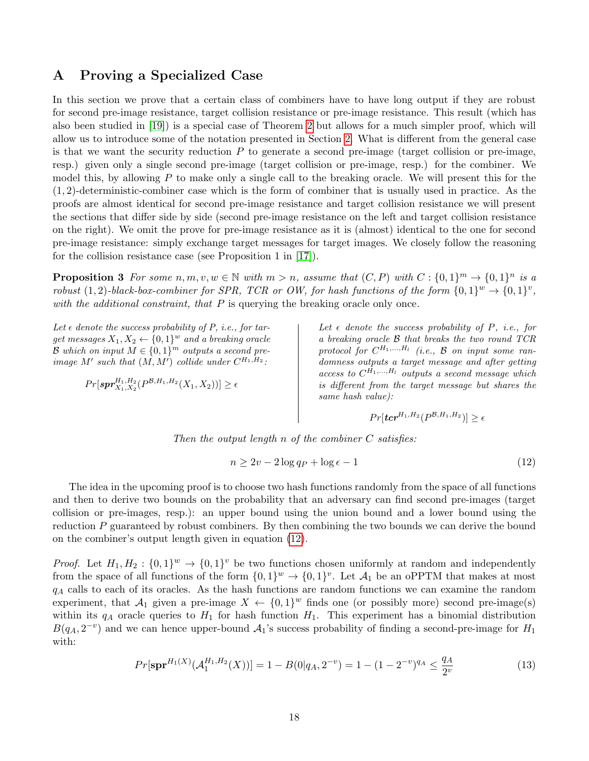# A Proving a Specialized Case

In this section we prove that a certain class of combiners have to have long output if they are robust for second pre-image resistance, target collision resistance or pre-image resistance. This result (which has also been studied in [19]) is a special case of Theorem 2 but allows for a much simpler proof, which will allow us to introduce some of the notation presented in Section 2. What is different from the general case is that we want the security reduction $P$ to generate a second pre-image (target collision or pre-image, resp.) given only a single second pre-image (target collision or pre-image, resp.) for the combiner. We model this, by allowing $P$ to make only a single call to the breaking oracle. We will present this for the $(1,2)$-deterministic-combiner case which is the form of combiner that is usually used in practice. As the proofs are almost identical for second pre-image resistance and target collision resistance we will present the sections that differ side by side (second pre-image resistance on the left and target collision resistance on the right). We omit the prove for pre-image resistance as it is (almost) identical to the one for second pre-image resistance: simply exchange target messages for target images. We closely follow the reasoning for the collision resistance case (see Proposition 1 in [17]).

**Proposition 3** *For some $n, m, v, w \in \mathbb{N}$ with $m > n$, assume that $(C, P)$ with $C : \{0,1\}^m \to \{0,1\}^n$ is a robust $(1,2)$-black-box-combiner for SPR, TCR or OW, for hash functions of the form $\{0,1\}^w \to \{0,1\}^v$, with the additional constraint, that $P$ is querying the breaking oracle only once.*

*Let $\epsilon$ denote the success probability of $P$, i.e., for target messages $X_1, X_2 \leftarrow \{0,1\}^w$ and a breaking oracle $\mathcal{B}$ which on input $M \in \{0,1\}^m$ outputs a second pre-image $M'$ such that $(M, M')$ collide under $C^{H_1,H_2}$:*

$$Pr[\boldsymbol{spr}^{H_1,H_2}_{X_1,X_2}(P^{\mathcal{B},H_1,H_2}(X_1,X_2))] \geq \epsilon$$

*Let $\epsilon$ denote the success probability of $P$, i.e., for a breaking oracle $\mathcal{B}$ that breaks the two round TCR protocol for $C^{H_1,\ldots,H_l}$ (i.e., $\mathcal{B}$ on input some randomness outputs a target message and after getting access to $C^{H_1,\ldots,H_l}$ outputs a second message which is different from the target message but shares the same hash value):*

$$Pr[\boldsymbol{tcr}^{H_1,H_2}(P^{\mathcal{B},H_1,H_2})] \geq \epsilon$$

*Then the output length $n$ of the combiner $C$ satisfies:*

$$n \geq 2v - 2\log q_P + \log \epsilon - 1 \tag{12}$$

The idea in the upcoming proof is to choose two hash functions randomly from the space of all functions and then to derive two bounds on the probability that an adversary can find second pre-images (target collision or pre-images, resp.): an upper bound using the union bound and a lower bound using the reduction $P$ guaranteed by robust combiners. By then combining the two bounds we can derive the bound on the combiner's output length given in equation (12).

*Proof.* Let $H_1, H_2 : \{0,1\}^w \to \{0,1\}^v$ be two functions chosen uniformly at random and independently from the space of all functions of the form $\{0,1\}^w \to \{0,1\}^v$. Let $\mathcal{A}_1$ be an oPPTM that makes at most $q_A$ calls to each of its oracles. As the hash functions are random functions we can examine the random experiment, that $\mathcal{A}_1$ given a pre-image $X \leftarrow \{0,1\}^w$ finds one (or possibly more) second pre-image(s) within its $q_A$ oracle queries to $H_1$ for hash function $H_1$. This experiment has a binomial distribution $B(q_A, 2^{-v})$ and we can hence upper-bound $\mathcal{A}_1$'s success probability of finding a second-pre-image for $H_1$ with:

$$Pr[\mathbf{spr}^{H_1(X)}(\mathcal{A}_1^{H_1,H_2}(X))] = 1 - B(0|q_A, 2^{-v}) = 1 - (1 - 2^{-v})^{q_A} \leq \frac{q_A}{2^v} \tag{13}$$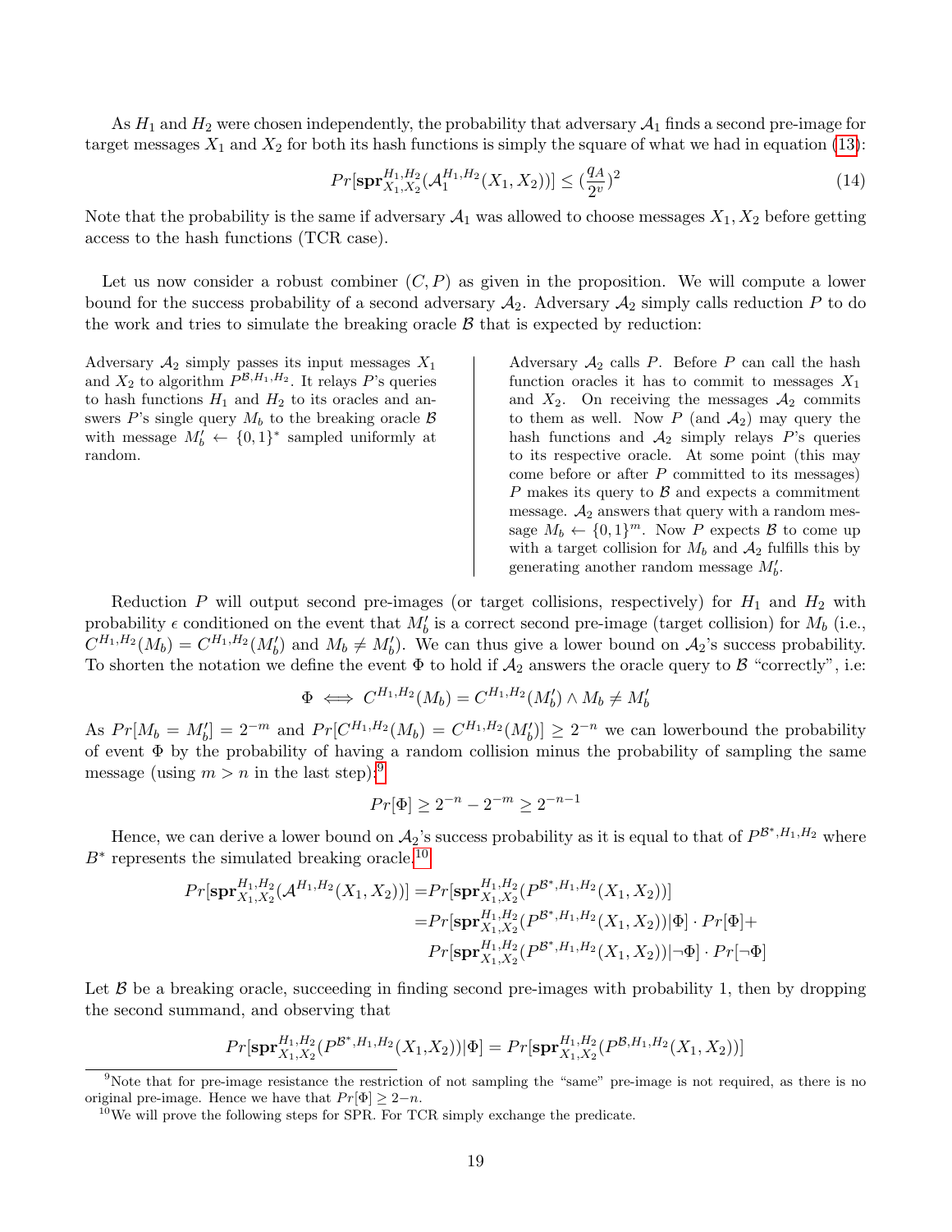As $H_1$ and $H_2$ were chosen independently, the probability that adversary $\mathcal{A}_1$ finds a second pre-image for target messages $X_1$ and $X_2$ for both its hash functions is simply the square of what we had in equation (13):

$$Pr[\mathbf{spr}^{H_1,H_2}_{X_1,X_2}(\mathcal{A}_1^{H_1,H_2}(X_1,X_2))] \leq (\frac{q_A}{2^v})^2 \tag{14}$$

Note that the probability is the same if adversary $\mathcal{A}_1$ was allowed to choose messages $X_1, X_2$ before getting access to the hash functions (TCR case).

Let us now consider a robust combiner $(C, P)$ as given in the proposition. We will compute a lower bound for the success probability of a second adversary $\mathcal{A}_2$. Adversary $\mathcal{A}_2$ simply calls reduction $P$ to do the work and tries to simulate the breaking oracle $\mathcal{B}$ that is expected by reduction:

Adversary $\mathcal{A}_2$ simply passes its input messages $X_1$ and $X_2$ to algorithm $P^{\mathcal{B},H_1,H_2}$. It relays $P$'s queries to hash functions $H_1$ and $H_2$ to its oracles and answers $P$'s single query $M_b$ to the breaking oracle $\mathcal{B}$ with message $M'_b \leftarrow \{0,1\}^*$ sampled uniformly at random.

Adversary $\mathcal{A}_2$ calls $P$. Before $P$ can call the hash function oracles it has to commit to messages $X_1$ and $X_2$. On receiving the messages $\mathcal{A}_2$ commits to them as well. Now $P$ (and $\mathcal{A}_2$) may query the hash functions and $\mathcal{A}_2$ simply relays $P$'s queries to its respective oracle. At some point (this may come before or after $P$ committed to its messages) $P$ makes its query to $\mathcal{B}$ and expects a commitment message. $\mathcal{A}_2$ answers that query with a random message $M_b \leftarrow \{0,1\}^m$. Now $P$ expects $\mathcal{B}$ to come up with a target collision for $M_b$ and $\mathcal{A}_2$ fulfills this by generating another random message $M'_b$.

Reduction $P$ will output second pre-images (or target collisions, respectively) for $H_1$ and $H_2$ with probability $\epsilon$ conditioned on the event that $M'_b$ is a correct second pre-image (target collision) for $M_b$ (i.e., $C^{H_1,H_2}(M_b) = C^{H_1,H_2}(M'_b)$ and $M_b \neq M'_b$). We can thus give a lower bound on $\mathcal{A}_2$'s success probability. To shorten the notation we define the event $\Phi$ to hold if $\mathcal{A}_2$ answers the oracle query to $\mathcal{B}$ "correctly", i.e:

$$\Phi \iff C^{H_1,H_2}(M_b) = C^{H_1,H_2}(M'_b) \wedge M_b \neq M'_b$$

As $Pr[M_b = M'_b] = 2^{-m}$ and $Pr[C^{H_1,H_2}(M_b) = C^{H_1,H_2}(M'_b)] \geq 2^{-n}$ we can lowerbound the probability of event $\Phi$ by the probability of having a random collision minus the probability of sampling the same message (using $m > n$ in the last step):[9]

$$Pr[\Phi] \geq 2^{-n} - 2^{-m} \geq 2^{-n-1}$$

Hence, we can derive a lower bound on $\mathcal{A}_2$'s success probability as it is equal to that of $P^{\mathcal{B}^*,H_1,H_2}$ where $B^*$ represents the simulated breaking oracle.[10]

$$\begin{aligned}
Pr[\mathbf{spr}^{H_1,H_2}_{X_1,X_2}(\mathcal{A}^{H_1,H_2}(X_1,X_2))] =& Pr[\mathbf{spr}^{H_1,H_2}_{X_1,X_2}(P^{\mathcal{B}^*,H_1,H_2}(X_1,X_2))] \\
=& Pr[\mathbf{spr}^{H_1,H_2}_{X_1,X_2}(P^{\mathcal{B}^*,H_1,H_2}(X_1,X_2))|\Phi] \cdot Pr[\Phi] + \\
& Pr[\mathbf{spr}^{H_1,H_2}_{X_1,X_2}(P^{\mathcal{B}^*,H_1,H_2}(X_1,X_2))|\neg\Phi] \cdot Pr[\neg\Phi]
\end{aligned}$$

Let $\mathcal{B}$ be a breaking oracle, succeeding in finding second pre-images with probability 1, then by dropping the second summand, and observing that

$$Pr[\mathbf{spr}^{H_1,H_2}_{X_1,X_2}(P^{\mathcal{B}^*,H_1,H_2}(X_1,X_2))|\Phi] = Pr[\mathbf{spr}^{H_1,H_2}_{X_1,X_2}(P^{\mathcal{B},H_1,H_2}(X_1,X_2))]$$

---

[9] Note that for pre-image resistance the restriction of not sampling the "same" pre-image is not required, as there is no original pre-image. Hence we have that $Pr[\Phi] \geq 2{-}n$.

[10] We will prove the following steps for SPR. For TCR simply exchange the predicate.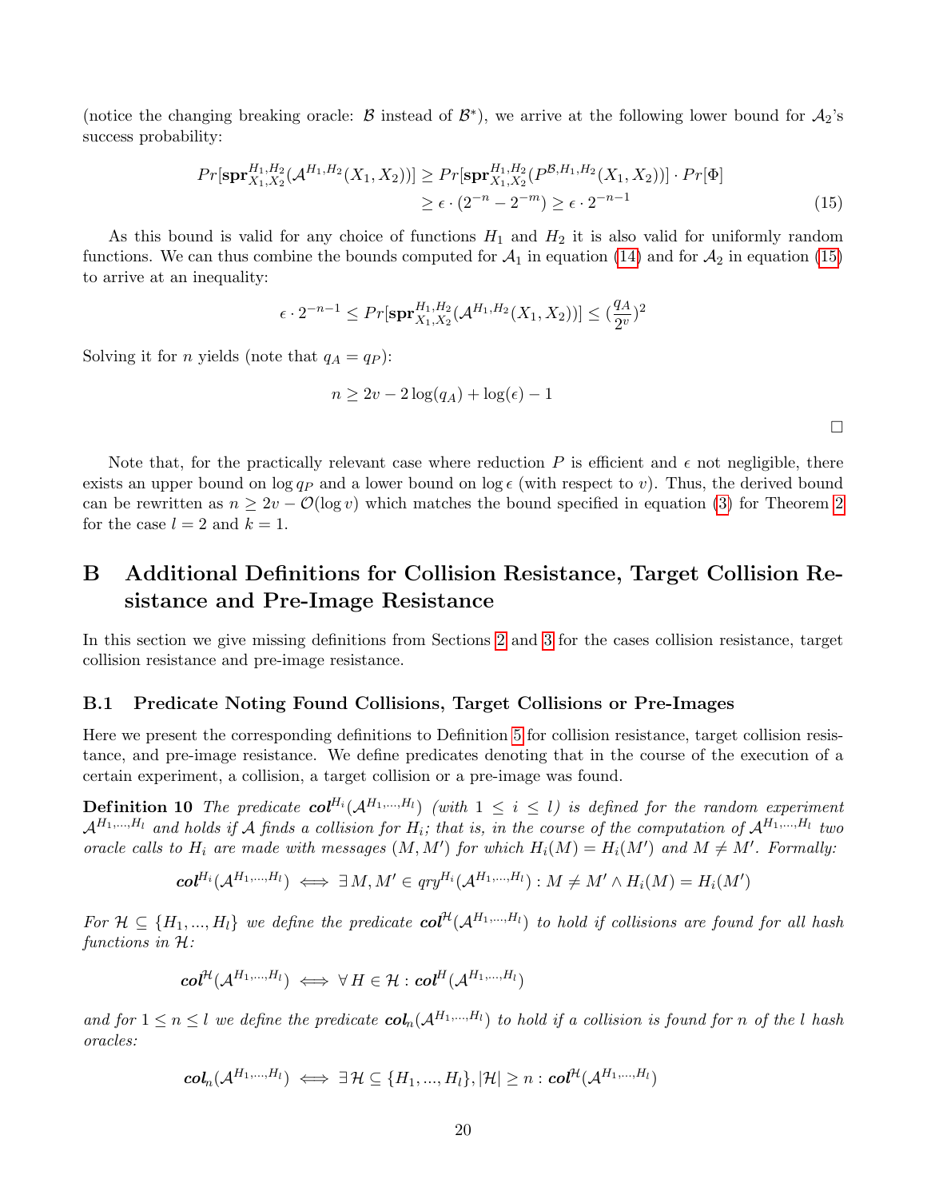(notice the changing breaking oracle: $\mathcal{B}$ instead of $\mathcal{B}^*$), we arrive at the following lower bound for $\mathcal{A}_2$'s success probability:

$$
\begin{aligned}
Pr[\mathbf{spr}^{H_1,H_2}_{X_1,X_2}(\mathcal{A}^{H_1,H_2}(X_1,X_2))] &\geq Pr[\mathbf{spr}^{H_1,H_2}_{X_1,X_2}(P^{\mathcal{B},H_1,H_2}(X_1,X_2))] \cdot Pr[\Phi] \\
&\geq \epsilon \cdot (2^{-n} - 2^{-m}) \geq \epsilon \cdot 2^{-n-1}
\end{aligned} \tag{15}
$$

As this bound is valid for any choice of functions $H_1$ and $H_2$ it is also valid for uniformly random functions. We can thus combine the bounds computed for $\mathcal{A}_1$ in equation (14) and for $\mathcal{A}_2$ in equation (15) to arrive at an inequality:

$$
\epsilon \cdot 2^{-n-1} \leq Pr[\mathbf{spr}^{H_1,H_2}_{X_1,X_2}(\mathcal{A}^{H_1,H_2}(X_1,X_2))] \leq (\frac{q_A}{2^v})^2
$$

Solving it for $n$ yields (note that $q_A = q_P$):

$$
n \geq 2v - 2\log(q_A) + \log(\epsilon) - 1
$$

□

Note that, for the practically relevant case where reduction $P$ is efficient and $\epsilon$ not negligible, there exists an upper bound on $\log q_P$ and a lower bound on $\log \epsilon$ (with respect to $v$). Thus, the derived bound can be rewritten as $n \geq 2v - \mathcal{O}(\log v)$ which matches the bound specified in equation (3) for Theorem 2 for the case $l = 2$ and $k = 1$.

# B Additional Definitions for Collision Resistance, Target Collision Resistance and Pre-Image Resistance

In this section we give missing definitions from Sections 2 and 3 for the cases collision resistance, target collision resistance and pre-image resistance.

## B.1 Predicate Noting Found Collisions, Target Collisions or Pre-Images

Here we present the corresponding definitions to Definition 5 for collision resistance, target collision resistance, and pre-image resistance. We define predicates denoting that in the course of the execution of a certain experiment, a collision, a target collision or a pre-image was found.

**Definition 10** *The predicate $\boldsymbol{col}^{H_i}(\mathcal{A}^{H_1,\ldots,H_l})$ (with $1 \leq i \leq l$) is defined for the random experiment $\mathcal{A}^{H_1,\ldots,H_l}$ and holds if $\mathcal{A}$ finds a collision for $H_i$; that is, in the course of the computation of $\mathcal{A}^{H_1,\ldots,H_l}$ two oracle calls to $H_i$ are made with messages $(M, M')$ for which $H_i(M) = H_i(M')$ and $M \neq M'$. Formally:*

$$
\boldsymbol{col}^{H_i}(\mathcal{A}^{H_1,\ldots,H_l}) \iff \exists\, M, M' \in qry^{H_i}(\mathcal{A}^{H_1,\ldots,H_l}) : M \neq M' \wedge H_i(M) = H_i(M')
$$

*For $\mathcal{H} \subseteq \{H_1, \ldots, H_l\}$ we define the predicate $\boldsymbol{col}^{\mathcal{H}}(\mathcal{A}^{H_1,\ldots,H_l})$ to hold if collisions are found for all hash functions in $\mathcal{H}$:*

$$
\boldsymbol{col}^{\mathcal{H}}(\mathcal{A}^{H_1,\ldots,H_l}) \iff \forall\, H \in \mathcal{H} : \boldsymbol{col}^{H}(\mathcal{A}^{H_1,\ldots,H_l})
$$

*and for $1 \leq n \leq l$ we define the predicate $\boldsymbol{col}_n(\mathcal{A}^{H_1,\ldots,H_l})$ to hold if a collision is found for $n$ of the $l$ hash oracles:*

$$
\boldsymbol{col}_n(\mathcal{A}^{H_1,\ldots,H_l}) \iff \exists\, \mathcal{H} \subseteq \{H_1, \ldots, H_l\}, |\mathcal{H}| \geq n : \boldsymbol{col}^{\mathcal{H}}(\mathcal{A}^{H_1,\ldots,H_l})
$$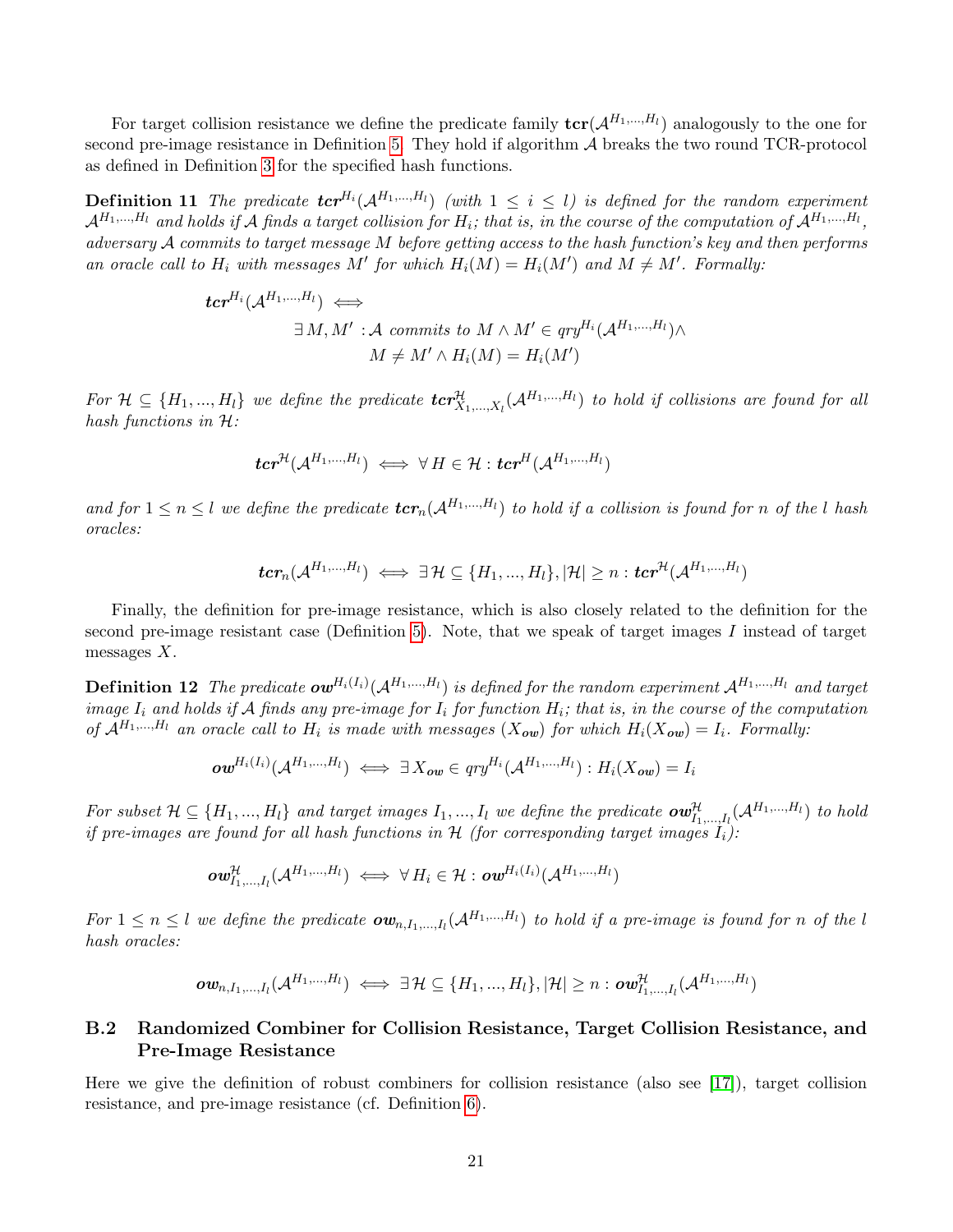For target collision resistance we define the predicate family $\mathbf{tcr}(\mathcal{A}^{H_1,...,H_l})$ analogously to the one for second pre-image resistance in Definition 5. They hold if algorithm $\mathcal{A}$ breaks the two round TCR-protocol as defined in Definition 3 for the specified hash functions.

**Definition 11** *The predicate $\boldsymbol{tcr}^{H_i}(\mathcal{A}^{H_1,...,H_l})$ (with $1 \leq i \leq l$) is defined for the random experiment $\mathcal{A}^{H_1,...,H_l}$ and holds if $\mathcal{A}$ finds a target collision for $H_i$; that is, in the course of the computation of $\mathcal{A}^{H_1,...,H_l}$, adversary $\mathcal{A}$ commits to target message $M$ before getting access to the hash function's key and then performs an oracle call to $H_i$ with messages $M'$ for which $H_i(M) = H_i(M')$ and $M \neq M'$. Formally:*

$$\begin{aligned}\boldsymbol{tcr}^{H_i}(\mathcal{A}^{H_1,...,H_l}) \iff& \\ &\exists\, M, M' : \mathcal{A} \text{ commits to } M \wedge M' \in qry^{H_i}(\mathcal{A}^{H_1,...,H_l}) \wedge \\ &M \neq M' \wedge H_i(M) = H_i(M')\end{aligned}$$

*For $\mathcal{H} \subseteq \{H_1, ..., H_l\}$ we define the predicate $\boldsymbol{tcr}^{\mathcal{H}}_{X_1,...,X_l}(\mathcal{A}^{H_1,...,H_l})$ to hold if collisions are found for all hash functions in $\mathcal{H}$:*

$$\boldsymbol{tcr}^{\mathcal{H}}(\mathcal{A}^{H_1,...,H_l}) \iff \forall\, H \in \mathcal{H} : \boldsymbol{tcr}^{H}(\mathcal{A}^{H_1,...,H_l})$$

*and for $1 \leq n \leq l$ we define the predicate $\mathbf{tcr}_n(\mathcal{A}^{H_1,...,H_l})$ to hold if a collision is found for $n$ of the $l$ hash oracles:*

$$\boldsymbol{tcr}_n(\mathcal{A}^{H_1,...,H_l}) \iff \exists\, \mathcal{H} \subseteq \{H_1, ..., H_l\}, |\mathcal{H}| \geq n : \boldsymbol{tcr}^{\mathcal{H}}(\mathcal{A}^{H_1,...,H_l})$$

Finally, the definition for pre-image resistance, which is also closely related to the definition for the second pre-image resistant case (Definition 5). Note, that we speak of target images $I$ instead of target messages $X$.

**Definition 12** *The predicate $\boldsymbol{ow}^{H_i(I_i)}(\mathcal{A}^{H_1,...,H_l})$ is defined for the random experiment $\mathcal{A}^{H_1,...,H_l}$ and target image $I_i$ and holds if $\mathcal{A}$ finds any pre-image for $I_i$ for function $H_i$; that is, in the course of the computation of $\mathcal{A}^{H_1,...,H_l}$ an oracle call to $H_i$ is made with messages $(X_{\boldsymbol{ow}})$ for which $H_i(X_{\boldsymbol{ow}}) = I_i$. Formally:*

$$\boldsymbol{ow}^{H_i(I_i)}(\mathcal{A}^{H_1,...,H_l}) \iff \exists\, X_{\boldsymbol{ow}} \in qry^{H_i}(\mathcal{A}^{H_1,...,H_l}) : H_i(X_{\boldsymbol{ow}}) = I_i$$

*For subset $\mathcal{H} \subseteq \{H_1, ..., H_l\}$ and target images $I_1, ..., I_l$ we define the predicate $\boldsymbol{ow}^{\mathcal{H}}_{I_1,...,I_l}(\mathcal{A}^{H_1,...,H_l})$ to hold if pre-images are found for all hash functions in $\mathcal{H}$ (for corresponding target images $I_i$):*

$$\boldsymbol{ow}^{\mathcal{H}}_{I_1,...,I_l}(\mathcal{A}^{H_1,...,H_l}) \iff \forall\, H_i \in \mathcal{H} : \boldsymbol{ow}^{H_i(I_i)}(\mathcal{A}^{H_1,...,H_l})$$

*For $1 \leq n \leq l$ we define the predicate $\boldsymbol{ow}_{n,I_1,...,I_l}(\mathcal{A}^{H_1,...,H_l})$ to hold if a pre-image is found for $n$ of the $l$ hash oracles:*

$$\boldsymbol{ow}_{n,I_1,...,I_l}(\mathcal{A}^{H_1,...,H_l}) \iff \exists\, \mathcal{H} \subseteq \{H_1, ..., H_l\}, |\mathcal{H}| \geq n : \boldsymbol{ow}^{\mathcal{H}}_{I_1,...,I_l}(\mathcal{A}^{H_1,...,H_l})$$

### B.2 Randomized Combiner for Collision Resistance, Target Collision Resistance, and Pre-Image Resistance

Here we give the definition of robust combiners for collision resistance (also see [17]), target collision resistance, and pre-image resistance (cf. Definition 6).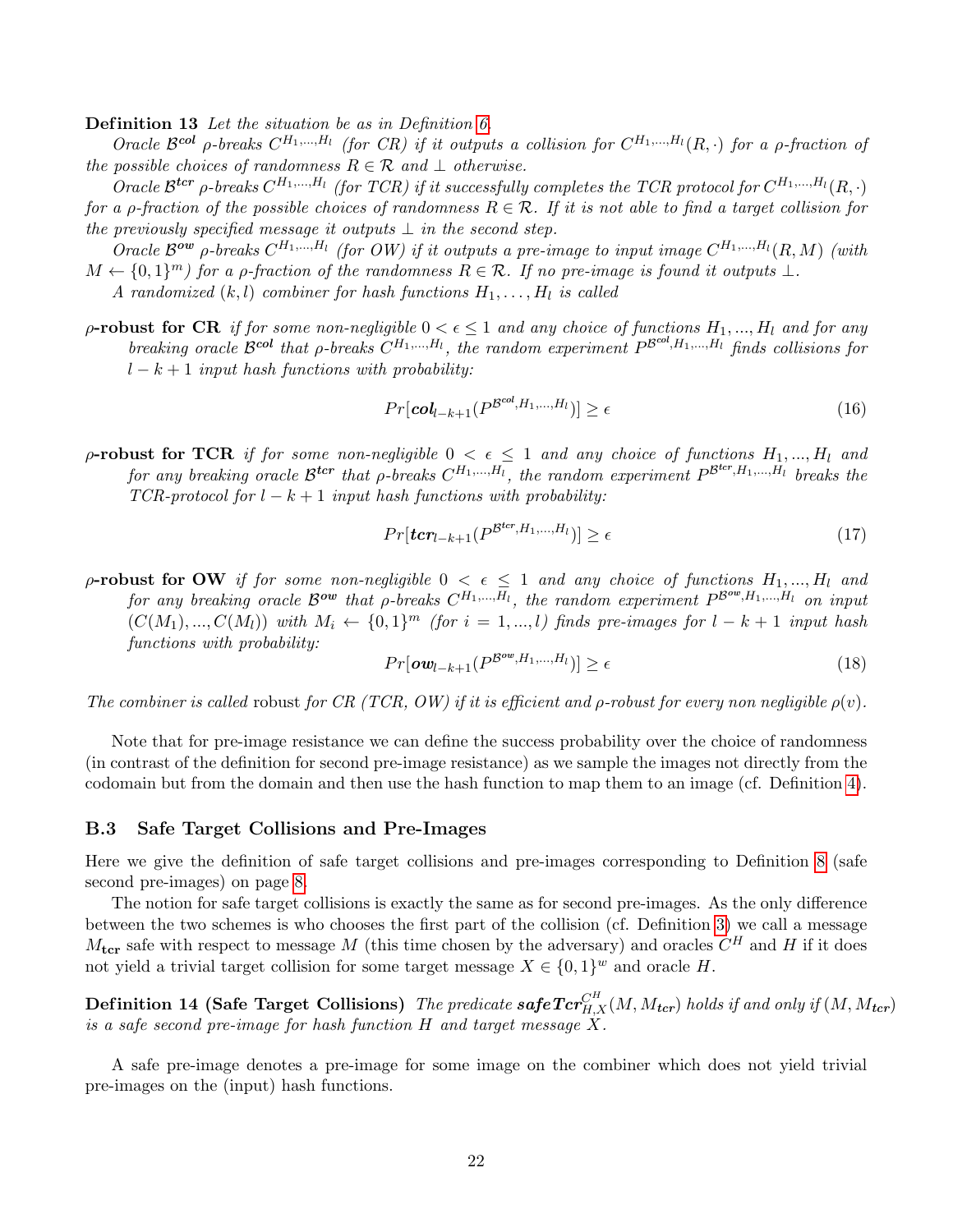**Definition 13** *Let the situation be as in Definition 6.*

*Oracle $\mathcal{B}^{\boldsymbol{col}}$ $\rho$-breaks $C^{H_1,\ldots,H_l}$ (for CR) if it outputs a collision for $C^{H_1,\ldots,H_l}(R,\cdot)$ for a $\rho$-fraction of the possible choices of randomness $R \in \mathcal{R}$ and $\perp$ otherwise.*

*Oracle $\mathcal{B}^{\boldsymbol{tcr}}$ $\rho$-breaks $C^{H_1,\ldots,H_l}$ (for TCR) if it successfully completes the TCR protocol for $C^{H_1,\ldots,H_l}(R,\cdot)$ for a $\rho$-fraction of the possible choices of randomness $R \in \mathcal{R}$. If it is not able to find a target collision for the previously specified message it outputs $\perp$ in the second step.*

*Oracle $\mathcal{B}^{\boldsymbol{ow}}$ $\rho$-breaks $C^{H_1,\ldots,H_l}$ (for OW) if it outputs a pre-image to input image $C^{H_1,\ldots,H_l}(R,M)$ (with $M \leftarrow \{0,1\}^m$) for a $\rho$-fraction of the randomness $R \in \mathcal{R}$. If no pre-image is found it outputs $\perp$.*

*A randomized $(k,l)$ combiner for hash functions $H_1,\ldots,H_l$ is called*

**$\rho$-robust for CR** *if for some non-negligible $0 < \epsilon \leq 1$ and any choice of functions $H_1,...,H_l$ and for any breaking oracle $\mathcal{B}^{\boldsymbol{col}}$ that $\rho$-breaks $C^{H_1,\ldots,H_l}$, the random experiment $P^{\mathcal{B}^{col},H_1,\ldots,H_l}$ finds collisions for $l-k+1$ input hash functions with probability:*

$$Pr[\boldsymbol{col}_{l-k+1}(P^{\mathcal{B}^{col},H_1,\ldots,H_l})] \geq \epsilon \tag{16}$$

**$\rho$-robust for TCR** *if for some non-negligible $0 < \epsilon \leq 1$ and any choice of functions $H_1,...,H_l$ and for any breaking oracle $\mathcal{B}^{\boldsymbol{tcr}}$ that $\rho$-breaks $C^{H_1,\ldots,H_l}$, the random experiment $P^{\mathcal{B}^{tcr},H_1,\ldots,H_l}$ breaks the TCR-protocol for $l-k+1$ input hash functions with probability:*

$$Pr[\boldsymbol{tcr}_{l-k+1}(P^{\mathcal{B}^{tcr},H_1,\ldots,H_l})] \geq \epsilon \tag{17}$$

**$\rho$-robust for OW** *if for some non-negligible $0 < \epsilon \leq 1$ and any choice of functions $H_1,...,H_l$ and for any breaking oracle $\mathcal{B}^{\boldsymbol{ow}}$ that $\rho$-breaks $C^{H_1,\ldots,H_l}$, the random experiment $P^{\mathcal{B}^{ow},H_1,\ldots,H_l}$ on input $(C(M_1),...,C(M_l))$ with $M_i \leftarrow \{0,1\}^m$ (for $i=1,...,l$) finds pre-images for $l-k+1$ input hash functions with probability:*

$$Pr[\boldsymbol{ow}_{l-k+1}(P^{\mathcal{B}^{ow},H_1,\ldots,H_l})] \geq \epsilon \tag{18}$$

*The combiner is called* robust *for CR (TCR, OW) if it is efficient and $\rho$-robust for every non negligible $\rho(v)$.*

Note that for pre-image resistance we can define the success probability over the choice of randomness (in contrast of the definition for second pre-image resistance) as we sample the images not directly from the codomain but from the domain and then use the hash function to map them to an image (cf. Definition 4).

## B.3 Safe Target Collisions and Pre-Images

Here we give the definition of safe target collisions and pre-images corresponding to Definition 8 (safe second pre-images) on page 8.

The notion for safe target collisions is exactly the same as for second pre-images. As the only difference between the two schemes is who chooses the first part of the collision (cf. Definition 3) we call a message $M_{\mathbf{tcr}}$ safe with respect to message $M$ (this time chosen by the adversary) and oracles $C^H$ and $H$ if it does not yield a trivial target collision for some target message $X \in \{0,1\}^w$ and oracle $H$.

**Definition 14 (Safe Target Collisions)** *The predicate $\boldsymbol{safeTcr}_{H,X}^{C^H}(M, M_{\boldsymbol{tcr}})$ holds if and only if $(M, M_{\boldsymbol{tcr}})$ is a safe second pre-image for hash function $H$ and target message $X$.*

A safe pre-image denotes a pre-image for some image on the combiner which does not yield trivial pre-images on the (input) hash functions.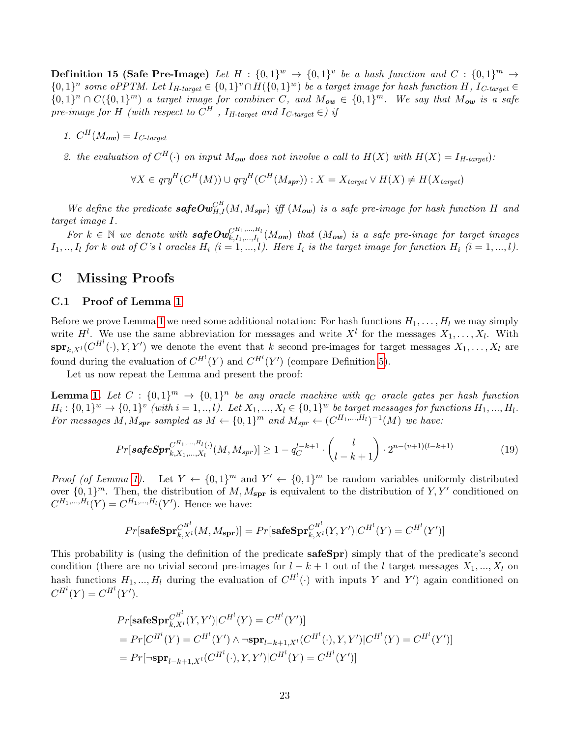**Definition 15 (Safe Pre-Image)** *Let $H : \{0,1\}^w \rightarrow \{0,1\}^v$ be a hash function and $C : \{0,1\}^m \rightarrow \{0,1\}^n$ some oPPTM. Let $I_{\text{H-target}} \in \{0,1\}^v \cap H(\{0,1\}^w)$ be a target image for hash function $H$, $I_{\text{C-target}} \in \{0,1\}^n \cap C(\{0,1\}^m)$ a target image for combiner $C$, and $M_{\boldsymbol{ow}} \in \{0,1\}^m$. We say that $M_{\boldsymbol{ow}}$ is a safe pre-image for $H$ (with respect to $C^H$ , $I_{\text{H-target}}$ and $I_{\text{C-target}} \in$) if*

1. *$C^H(M_{\boldsymbol{ow}}) = I_{\text{C-target}}$*
2. *the evaluation of $C^H(\cdot)$ on input $M_{\boldsymbol{ow}}$ does not involve a call to $H(X)$ with $H(X) = I_{\text{H-target}}$):*

$$\forall X \in qry^H(C^H(M)) \cup qry^H(C^H(M_{\boldsymbol{spr}})) : X = X_{target} \vee H(X) \neq H(X_{target})$$

*We define the predicate $\boldsymbol{safeOw}_{H,I}^{C^H}(M, M_{\boldsymbol{spr}})$ iff $(M_{\boldsymbol{ow}})$ is a safe pre-image for hash function $H$ and target image $I$.*

*For $k \in \mathbb{N}$ we denote with $\boldsymbol{safeOw}_{k,I_1,\dots,I_l}^{C^{H_1,\dots,H_l}}(M_{\boldsymbol{ow}})$ that $(M_{\boldsymbol{ow}})$ is a safe pre-image for target images $I_1, .., I_l$ for $k$ out of $C$'s $l$ oracles $H_i$ $(i = 1, ..., l)$. Here $I_i$ is the target image for function $H_i$ $(i = 1, ..., l)$.*

# C Missing Proofs

## C.1 Proof of Lemma 1

Before we prove Lemma 1 we need some additional notation: For hash functions $H_1, \dots, H_l$ we may simply write $H^l$. We use the same abbreviation for messages and write $X^l$ for the messages $X_1, \dots, X_l$. With $\mathbf{spr}_{k,X^l}(C^{H^l}(\cdot), Y, Y')$ we denote the event that $k$ second pre-images for target messages $X_1, \dots, X_l$ are found during the evaluation of $C^{H^l}(Y)$ and $C^{H^l}(Y')$ (compare Definition 5).

Let us now repeat the Lemma and present the proof:

**Lemma 1.** *Let $C : \{0,1\}^m \rightarrow \{0,1\}^n$ be any oracle machine with $q_C$ oracle gates per hash function $H_i : \{0,1\}^w \rightarrow \{0,1\}^v$ (with $i = 1, .., l$). Let $X_1, ..., X_l \in \{0,1\}^w$ be target messages for functions $H_1, ..., H_l$. For messages $M, M_{\boldsymbol{spr}}$ sampled as $M \leftarrow \{0,1\}^m$ and $M_{spr} \leftarrow (C^{H_1,\dots,H_l})^{-1}(M)$ we have:*

$$Pr[\boldsymbol{safeSpr}_{k,X_1,\dots,X_l}^{C^{H_1,\dots,H_l}(\cdot)}(M, M_{spr})] \geq 1 - q_C^{l-k+1} \cdot \binom{l}{l-k+1} \cdot 2^{n-(v+1)(l-k+1)} \tag{19}$$

*Proof (of Lemma 1).* Let $Y \leftarrow \{0,1\}^m$ and $Y' \leftarrow \{0,1\}^m$ be random variables uniformly distributed over $\{0,1\}^m$. Then, the distribution of $M, M_{\mathbf{spr}}$ is equivalent to the distribution of $Y, Y'$ conditioned on $C^{H_1,\dots,H_l}(Y) = C^{H_1,\dots,H_l}(Y')$. Hence we have:

$$Pr[\mathbf{safeSpr}_{k,X^l}^{C^{H^l}}(M, M_{\mathbf{spr}})] = Pr[\mathbf{safeSpr}_{k,X^l}^{C^{H^l}}(Y, Y') | C^{H^l}(Y) = C^{H^l}(Y')]$$

This probability is (using the definition of the predicate **safeSpr**) simply that of the predicate's second condition (there are no trivial second pre-images for $l - k + 1$ out of the $l$ target messages $X_1, ..., X_l$ on hash functions $H_1, ..., H_l$ during the evaluation of $C^{H^l}(\cdot)$ with inputs $Y$ and $Y'$) again conditioned on $C^{H^l}(Y) = C^{H^l}(Y')$.

$$\begin{aligned}
&Pr[\mathbf{safeSpr}_{k,X^l}^{C^{H^l}}(Y, Y') | C^{H^l}(Y) = C^{H^l}(Y')] \\
&= Pr[C^{H^l}(Y) = C^{H^l}(Y') \wedge \neg \mathbf{spr}_{l-k+1,X^l}(C^{H^l}(\cdot), Y, Y') | C^{H^l}(Y) = C^{H^l}(Y')] \\
&= Pr[\neg \mathbf{spr}_{l-k+1,X^l}(C^{H^l}(\cdot), Y, Y') | C^{H^l}(Y) = C^{H^l}(Y')]
\end{aligned}$$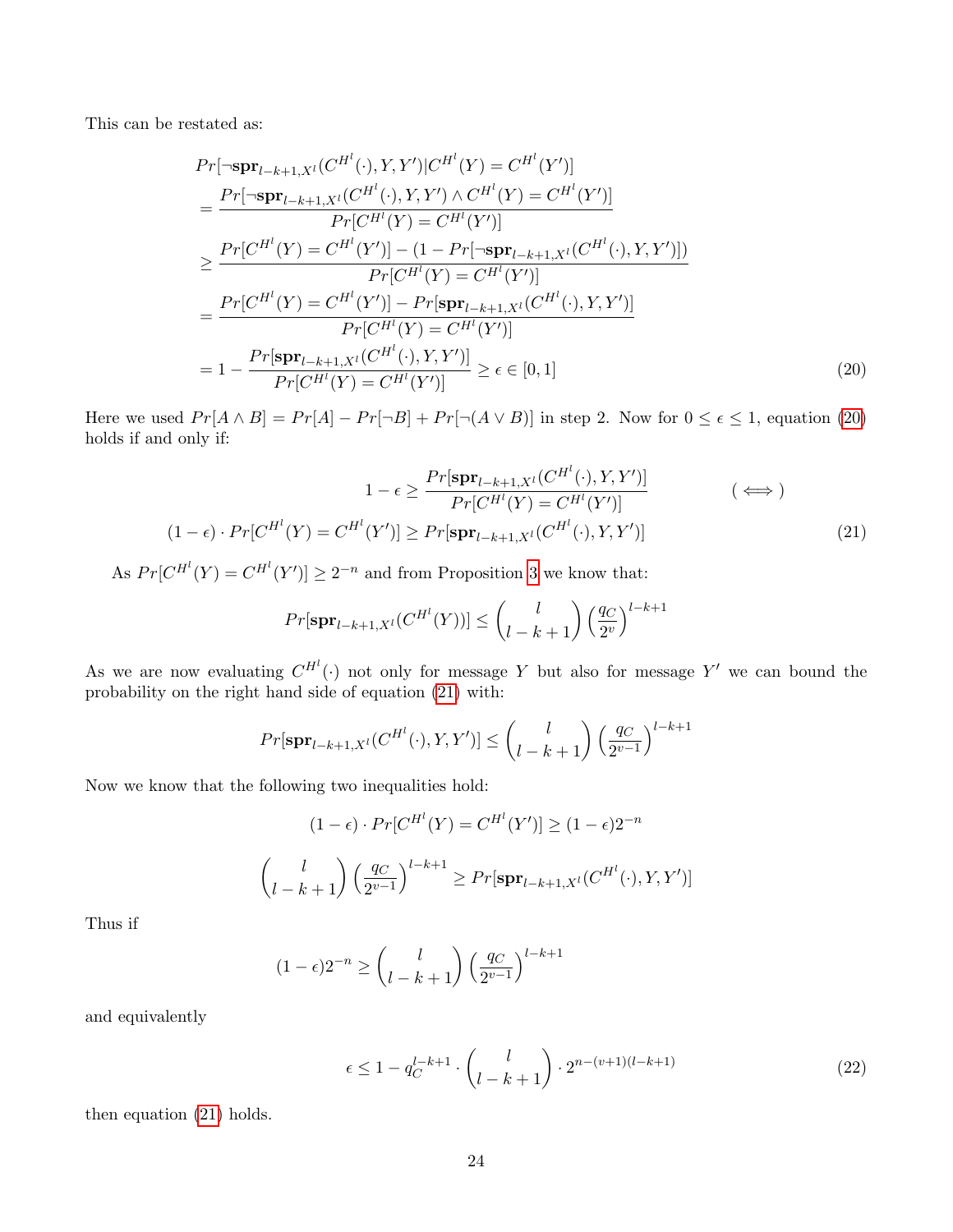This can be restated as:

$$
\begin{aligned}
&Pr[\neg \mathbf{spr}_{l-k+1,X^l}(C^{H^l}(\cdot),Y,Y')|C^{H^l}(Y)=C^{H^l}(Y')] \\
&= \frac{Pr[\neg \mathbf{spr}_{l-k+1,X^l}(C^{H^l}(\cdot),Y,Y') \wedge C^{H^l}(Y)=C^{H^l}(Y')]}{Pr[C^{H^l}(Y)=C^{H^l}(Y')]} \\
&\geq \frac{Pr[C^{H^l}(Y)=C^{H^l}(Y')] - (1 - Pr[\neg \mathbf{spr}_{l-k+1,X^l}(C^{H^l}(\cdot),Y,Y')])}{Pr[C^{H^l}(Y)=C^{H^l}(Y')]} \\
&= \frac{Pr[C^{H^l}(Y)=C^{H^l}(Y')] - Pr[\mathbf{spr}_{l-k+1,X^l}(C^{H^l}(\cdot),Y,Y')]}{Pr[C^{H^l}(Y)=C^{H^l}(Y')]} \\
&= 1 - \frac{Pr[\mathbf{spr}_{l-k+1,X^l}(C^{H^l}(\cdot),Y,Y')]}{Pr[C^{H^l}(Y)=C^{H^l}(Y')]} \geq \epsilon \in [0,1]
\end{aligned} \tag{20}
$$

Here we used $Pr[A \wedge B] = Pr[A] - Pr[\neg B] + Pr[\neg(A \vee B)]$ in step 2. Now for $0 \leq \epsilon \leq 1$, equation (20) holds if and only if:

$$
\begin{aligned}
1 - \epsilon \geq \frac{Pr[\mathbf{spr}_{l-k+1,X^l}(C^{H^l}(\cdot),Y,Y')]}{Pr[C^{H^l}(Y)=C^{H^l}(Y')]} \qquad (\iff) \\
(1-\epsilon) \cdot Pr[C^{H^l}(Y)=C^{H^l}(Y')] \geq Pr[\mathbf{spr}_{l-k+1,X^l}(C^{H^l}(\cdot),Y,Y')]
\end{aligned} \tag{21}
$$

As $Pr[C^{H^l}(Y)=C^{H^l}(Y')] \geq 2^{-n}$ and from Proposition 3 we know that:

$$
Pr[\mathbf{spr}_{l-k+1,X^l}(C^{H^l}(Y))] \leq \binom{l}{l-k+1}\left(\frac{q_C}{2^v}\right)^{l-k+1}
$$

As we are now evaluating $C^{H^l}(\cdot)$ not only for message $Y$ but also for message $Y'$ we can bound the probability on the right hand side of equation (21) with:

$$
Pr[\mathbf{spr}_{l-k+1,X^l}(C^{H^l}(\cdot),Y,Y')] \leq \binom{l}{l-k+1}\left(\frac{q_C}{2^{v-1}}\right)^{l-k+1}
$$

Now we know that the following two inequalities hold:

$$
(1-\epsilon) \cdot Pr[C^{H^l}(Y)=C^{H^l}(Y')] \geq (1-\epsilon)2^{-n}
$$

$$
\binom{l}{l-k+1}\left(\frac{q_C}{2^{v-1}}\right)^{l-k+1} \geq Pr[\mathbf{spr}_{l-k+1,X^l}(C^{H^l}(\cdot),Y,Y')]
$$

Thus if

$$
(1-\epsilon)2^{-n} \geq \binom{l}{l-k+1}\left(\frac{q_C}{2^{v-1}}\right)^{l-k+1}
$$

and equivalently

$$
\epsilon \leq 1 - q_C^{l-k+1} \cdot \binom{l}{l-k+1} \cdot 2^{n-(v+1)(l-k+1)} \tag{22}
$$

then equation (21) holds.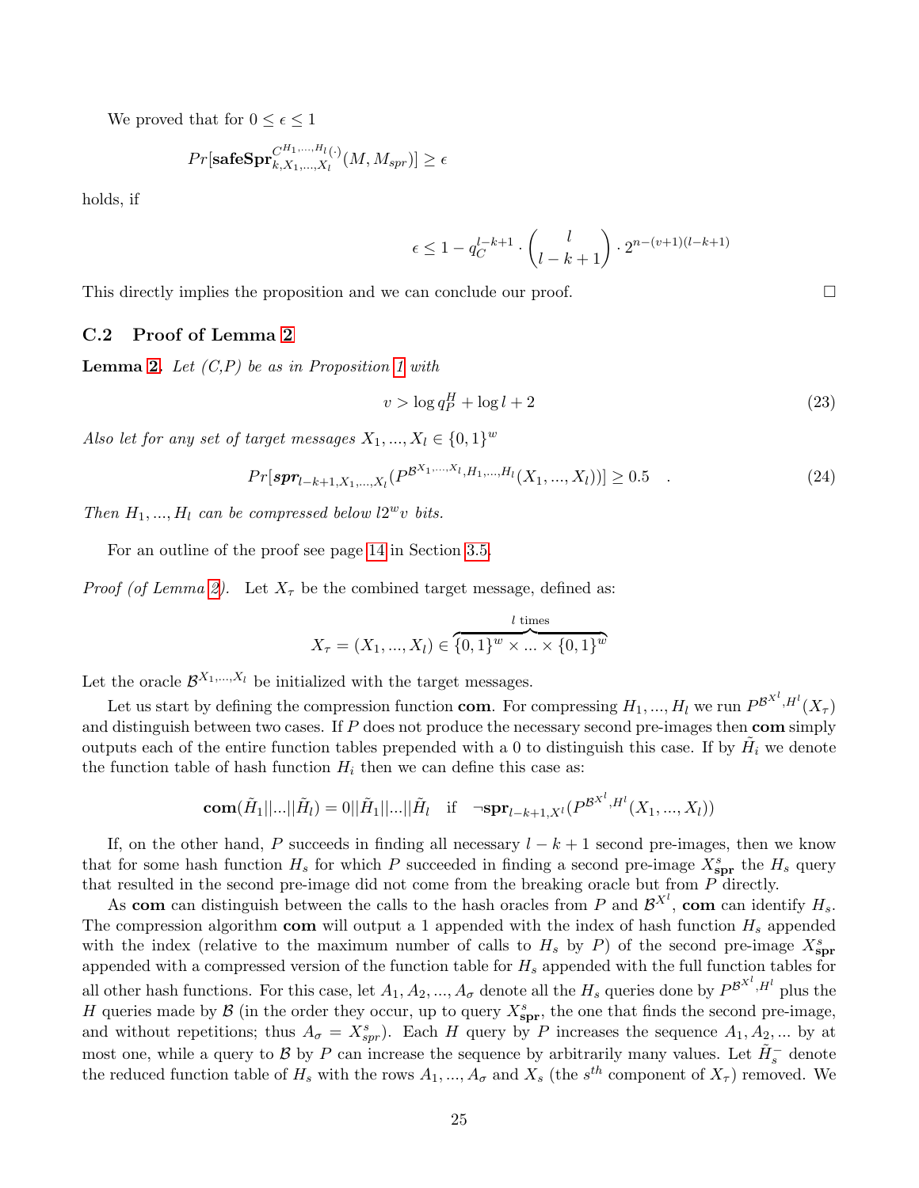We proved that for $0 \leq \epsilon \leq 1$

$$Pr[\mathbf{safeSpr}_{k,X_1,...,X_l}^{C^{H_1,...,H_l}(\cdot)}(M, M_{spr})] \geq \epsilon$$

holds, if

$$\epsilon \leq 1 - q_C^{l-k+1} \cdot \binom{l}{l-k+1} \cdot 2^{n-(v+1)(l-k+1)}$$

This directly implies the proposition and we can conclude our proof. □

### C.2 Proof of Lemma 2

**Lemma 2.** *Let (C,P) be as in Proposition 1 with*

$$v > \log q_P^H + \log l + 2 \tag{23}$$

*Also let for any set of target messages $X_1, ..., X_l \in \{0,1\}^w$*

$$Pr[\boldsymbol{spr}_{l-k+1,X_1,...,X_l}(P^{\mathcal{B}^{X_1,...,X_l},H_1,...,H_l}(X_1,...,X_l))] \geq 0.5 \quad . \tag{24}$$

*Then $H_1, ..., H_l$ can be compressed below $l2^w v$ bits.*

For an outline of the proof see page 14 in Section 3.5.

*Proof (of Lemma 2).* Let $X_\tau$ be the combined target message, defined as:

$$X_\tau = (X_1, ..., X_l) \in \overbrace{\{0,1\}^w \times ... \times \{0,1\}^w}^{l \text{ times}}$$

Let the oracle $\mathcal{B}^{X_1,...,X_l}$ be initialized with the target messages.

Let us start by defining the compression function **com**. For compressing $H_1, ..., H_l$ we run $P^{\mathcal{B}^{X^l},H^l}(X_\tau)$ and distinguish between two cases. If $P$ does not produce the necessary second pre-images then **com** simply outputs each of the entire function tables prepended with a 0 to distinguish this case. If by $\tilde{H}_i$ we denote the function table of hash function $H_i$ then we can define this case as:

$$\mathbf{com}(\tilde{H}_1||...||\tilde{H}_l) = 0||\tilde{H}_1||...||\tilde{H}_l \quad \text{if} \quad \neg\mathbf{spr}_{l-k+1,X^l}(P^{\mathcal{B}^{X^l},H^l}(X_1,...,X_l))$$

If, on the other hand, $P$ succeeds in finding all necessary $l-k+1$ second pre-images, then we know that for some hash function $H_s$ for which $P$ succeeded in finding a second pre-image $X^s_{\mathbf{spr}}$ the $H_s$ query that resulted in the second pre-image did not come from the breaking oracle but from $P$ directly.

As **com** can distinguish between the calls to the hash oracles from $P$ and $\mathcal{B}^{X^l}$, **com** can identify $H_s$. The compression algorithm **com** will output a 1 appended with the index of hash function $H_s$ appended with the index (relative to the maximum number of calls to $H_s$ by $P$) of the second pre-image $X^s_{\mathbf{spr}}$ appended with a compressed version of the function table for $H_s$ appended with the full function tables for all other hash functions. For this case, let $A_1, A_2, ..., A_\sigma$ denote all the $H_s$ queries done by $P^{\mathcal{B}^{X^l},H^l}$ plus the $H$ queries made by $\mathcal{B}$ (in the order they occur, up to query $X^s_{\mathbf{spr}}$, the one that finds the second pre-image, and without repetitions; thus $A_\sigma = X^s_{spr}$). Each $H$ query by $P$ increases the sequence $A_1, A_2, ...$ by at most one, while a query to $\mathcal{B}$ by $P$ can increase the sequence by arbitrarily many values. Let $\tilde{H}_s^-$ denote the reduced function table of $H_s$ with the rows $A_1, ..., A_\sigma$ and $X_s$ (the $s^{th}$ component of $X_\tau$) removed. We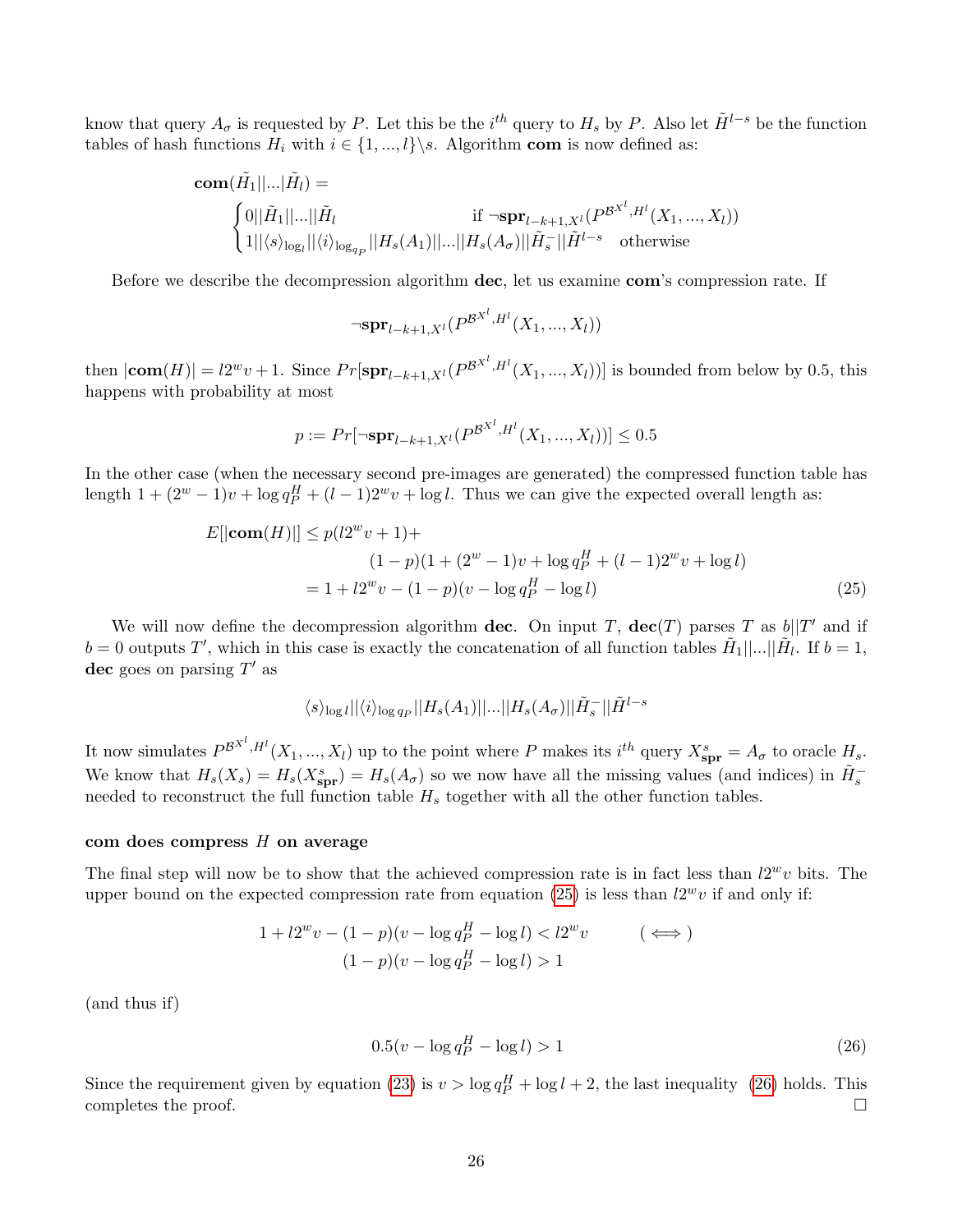know that query $A_\sigma$ is requested by $P$. Let this be the $i^{th}$ query to $H_s$ by $P$. Also let $\tilde{H}^{l-s}$ be the function tables of hash functions $H_i$ with $i \in \{1, ..., l\}\backslash s$. Algorithm **com** is now defined as:

$$\mathbf{com}(\tilde{H}_1||...|\tilde{H}_l) = \begin{cases} 0||\tilde{H}_1||...||\tilde{H}_l & \text{if } \neg\mathbf{spr}_{l-k+1,X^l}(P^{\mathcal{B}^{X^l},H^l}(X_1,...,X_l)) \\ 1||\langle s\rangle_{\log_l}||\langle i\rangle_{\log_{q_P}}||H_s(A_1)||...||H_s(A_\sigma)||\tilde{H}_s^-||\tilde{H}^{l-s} & \text{otherwise} \end{cases}$$

Before we describe the decompression algorithm **dec**, let us examine **com**'s compression rate. If

$$\neg\mathbf{spr}_{l-k+1,X^l}(P^{\mathcal{B}^{X^l},H^l}(X_1,...,X_l))$$

then $|\mathbf{com}(H)| = l2^w v + 1$. Since $Pr[\mathbf{spr}_{l-k+1,X^l}(P^{\mathcal{B}^{X^l},H^l}(X_1,...,X_l))]$ is bounded from below by 0.5, this happens with probability at most

$$p := Pr[\neg\mathbf{spr}_{l-k+1,X^l}(P^{\mathcal{B}^{X^l},H^l}(X_1,...,X_l))] \leq 0.5$$

In the other case (when the necessary second pre-images are generated) the compressed function table has length $1 + (2^w - 1)v + \log q_P^H + (l-1)2^w v + \log l$. Thus we can give the expected overall length as:

$$\begin{aligned} E[|\mathbf{com}(H)|] &\leq p(l2^w v + 1) + \\ &\qquad (1-p)(1 + (2^w - 1)v + \log q_P^H + (l-1)2^w v + \log l) \\ &= 1 + l2^w v - (1-p)(v - \log q_P^H - \log l) \end{aligned} \tag{25}$$

We will now define the decompression algorithm **dec**. On input $T$, $\mathbf{dec}(T)$ parses $T$ as $b||T'$ and if $b = 0$ outputs $T'$, which in this case is exactly the concatenation of all function tables $\tilde{H}_1||...||\tilde{H}_l$. If $b = 1$, **dec** goes on parsing $T'$ as

$$\langle s\rangle_{\log l}||\langle i\rangle_{\log q_P}||H_s(A_1)||...||H_s(A_\sigma)||\tilde{H}_s^-||\tilde{H}^{l-s}$$

It now simulates $P^{\mathcal{B}^{X^l},H^l}(X_1,...,X_l)$ up to the point where $P$ makes its $i^{th}$ query $X^s_{\mathbf{spr}} = A_\sigma$ to oracle $H_s$. We know that $H_s(X_s) = H_s(X^s_{\mathbf{spr}}) = H_s(A_\sigma)$ so we now have all the missing values (and indices) in $\tilde{H}_s^-$ needed to reconstruct the full function table $H_s$ together with all the other function tables.

**com does compress $H$ on average**

The final step will now be to show that the achieved compression rate is in fact less than $l2^w v$ bits. The upper bound on the expected compression rate from equation (25) is less than $l2^w v$ if and only if:

$$\begin{aligned} 1 + l2^w v - (1-p)(v - \log q_P^H - \log l) &< l2^w v \qquad (\iff) \\ (1-p)(v - \log q_P^H - \log l) &> 1 \end{aligned}$$

(and thus if)

$$0.5(v - \log q_P^H - \log l) > 1 \tag{26}$$

Since the requirement given by equation (23) is $v > \log q_P^H + \log l + 2$, the last inequality (26) holds. This completes the proof. □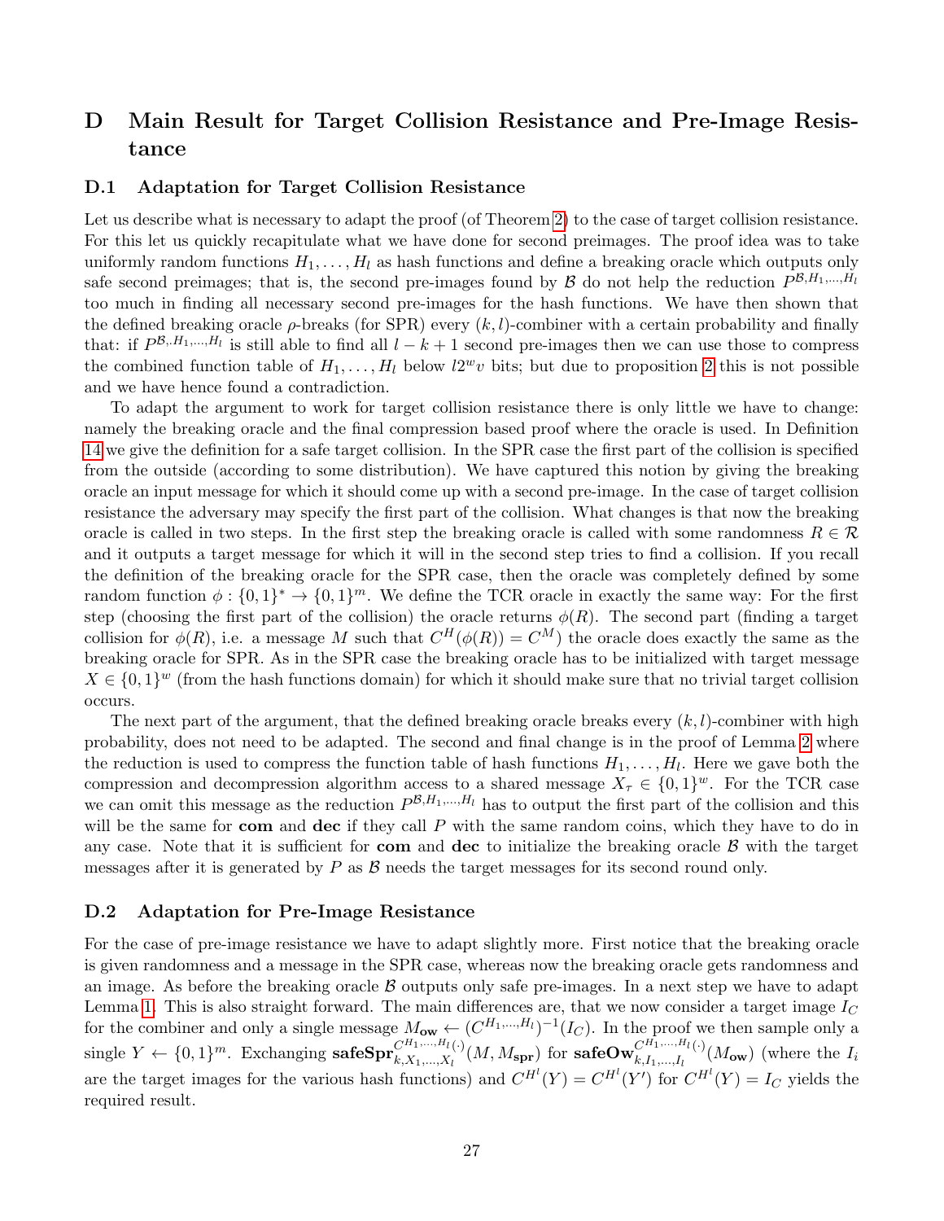# D Main Result for Target Collision Resistance and Pre-Image Resistance

## D.1 Adaptation for Target Collision Resistance

Let us describe what is necessary to adapt the proof (of Theorem 2) to the case of target collision resistance. For this let us quickly recapitulate what we have done for second preimages. The proof idea was to take uniformly random functions $H_1, \ldots, H_l$ as hash functions and define a breaking oracle which outputs only safe second preimages; that is, the second pre-images found by $\mathcal{B}$ do not help the reduction $P^{\mathcal{B},H_1,\ldots,H_l}$ too much in finding all necessary second pre-images for the hash functions. We have then shown that the defined breaking oracle $\rho$-breaks (for SPR) every $(k,l)$-combiner with a certain probability and finally that: if $P^{\mathcal{B},H_1,\ldots,H_l}$ is still able to find all $l-k+1$ second pre-images then we can use those to compress the combined function table of $H_1, \ldots, H_l$ below $l2^w v$ bits; but due to proposition 2 this is not possible and we have hence found a contradiction.

To adapt the argument to work for target collision resistance there is only little we have to change: namely the breaking oracle and the final compression based proof where the oracle is used. In Definition 14 we give the definition for a safe target collision. In the SPR case the first part of the collision is specified from the outside (according to some distribution). We have captured this notion by giving the breaking oracle an input message for which it should come up with a second pre-image. In the case of target collision resistance the adversary may specify the first part of the collision. What changes is that now the breaking oracle is called in two steps. In the first step the breaking oracle is called with some randomness $R \in \mathcal{R}$ and it outputs a target message for which it will in the second step tries to find a collision. If you recall the definition of the breaking oracle for the SPR case, then the oracle was completely defined by some random function $\phi : \{0,1\}^* \to \{0,1\}^m$. We define the TCR oracle in exactly the same way: For the first step (choosing the first part of the collision) the oracle returns $\phi(R)$. The second part (finding a target collision for $\phi(R)$, i.e. a message $M$ such that $C^H(\phi(R)) = C^M$) the oracle does exactly the same as the breaking oracle for SPR. As in the SPR case the breaking oracle has to be initialized with target message $X \in \{0,1\}^w$ (from the hash functions domain) for which it should make sure that no trivial target collision occurs.

The next part of the argument, that the defined breaking oracle breaks every $(k,l)$-combiner with high probability, does not need to be adapted. The second and final change is in the proof of Lemma 2 where the reduction is used to compress the function table of hash functions $H_1, \ldots, H_l$. Here we gave both the compression and decompression algorithm access to a shared message $X_\tau \in \{0,1\}^w$. For the TCR case we can omit this message as the reduction $P^{\mathcal{B},H_1,\ldots,H_l}$ has to output the first part of the collision and this will be the same for **com** and **dec** if they call $P$ with the same random coins, which they have to do in any case. Note that it is sufficient for **com** and **dec** to initialize the breaking oracle $\mathcal{B}$ with the target messages after it is generated by $P$ as $\mathcal{B}$ needs the target messages for its second round only.

## D.2 Adaptation for Pre-Image Resistance

For the case of pre-image resistance we have to adapt slightly more. First notice that the breaking oracle is given randomness and a message in the SPR case, whereas now the breaking oracle gets randomness and an image. As before the breaking oracle $\mathcal{B}$ outputs only safe pre-images. In a next step we have to adapt Lemma 1. This is also straight forward. The main differences are, that we now consider a target image $I_C$ for the combiner and only a single message $M_{\mathbf{ow}} \leftarrow (C^{H_1,\ldots,H_l})^{-1}(I_C)$. In the proof we then sample only a single $Y \leftarrow \{0,1\}^m$. Exchanging $\mathbf{safeSpr}_{k,X_1,\ldots,X_l}^{C^{H_1,\ldots,H_l}(\cdot)}(M, M_{\mathbf{spr}})$ for $\mathbf{safeOw}_{k,I_1,\ldots,I_l}^{C^{H_1,\ldots,H_l}(\cdot)}(M_{\mathbf{ow}})$ (where the $I_i$ are the target images for the various hash functions) and $C^{H^l}(Y) = C^{H^l}(Y')$ for $C^{H^l}(Y) = I_C$ yields the required result.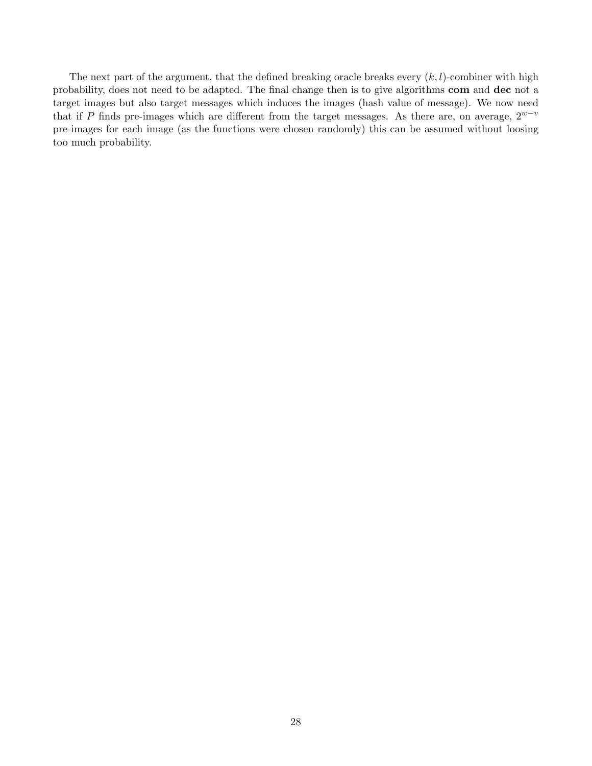The next part of the argument, that the defined breaking oracle breaks every $(k, l)$-combiner with high probability, does not need to be adapted. The final change then is to give algorithms **com** and **dec** not a target images but also target messages which induces the images (hash value of message). We now need that if $P$ finds pre-images which are different from the target messages. As there are, on average, $2^{w-v}$ pre-images for each image (as the functions were chosen randomly) this can be assumed without loosing too much probability.